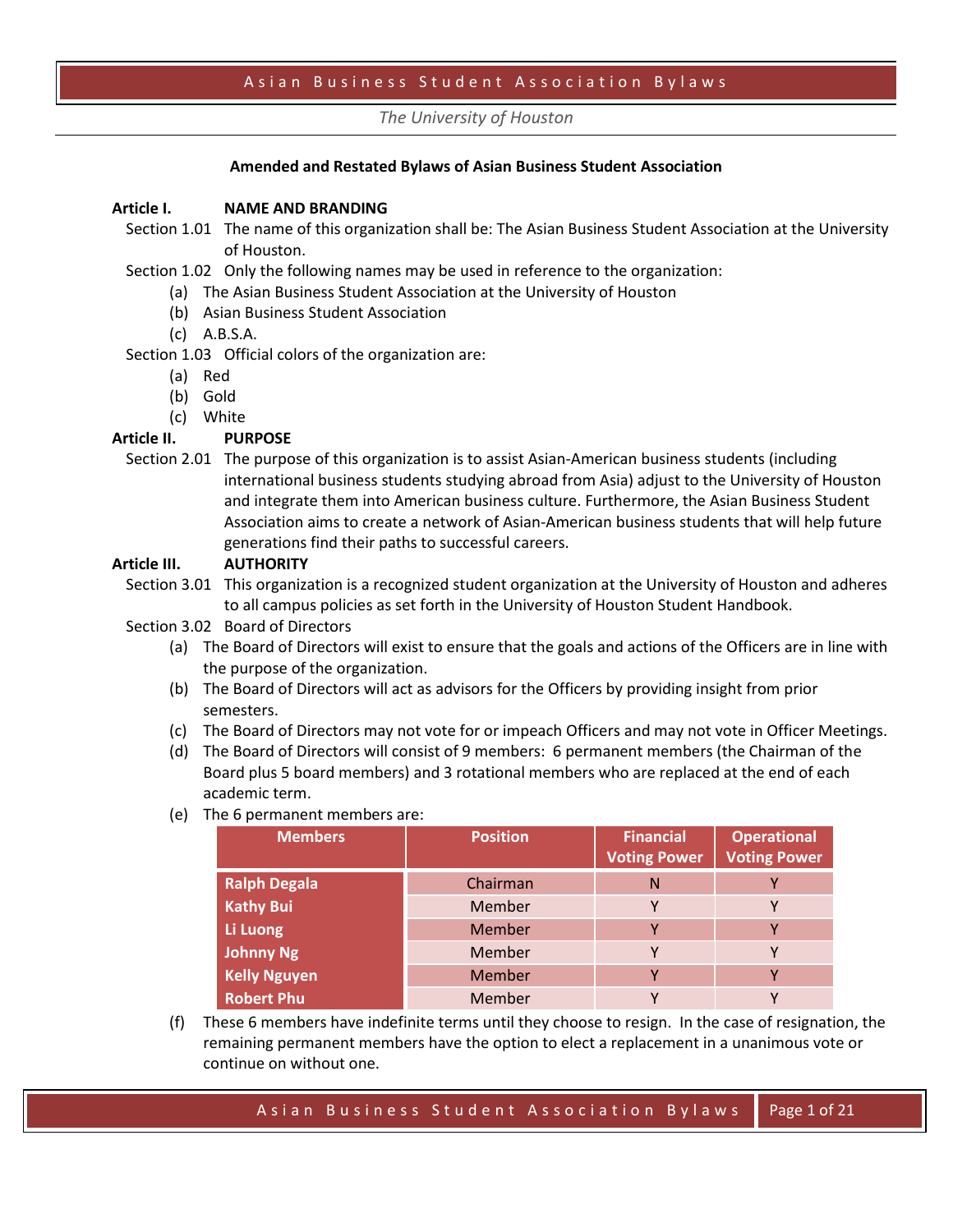**Amended and Restated Bylaws of Asian Business Student Association**

**Article I. NAME AND BRANDING**

Section 1.01 The name of this organization shall be: The Asian Business Student Association at the University of Houston.

Section 1.02 Only the following names may be used in reference to the organization:

- (a) The Asian Business Student Association at the University of Houston
- (b) Asian Business Student Association
- (c) A.B.S.A.

Section 1.03 Official colors of the organization are:

- (a) Red
- (b) Gold
- (c) White

**Article II. PURPOSE**

Section 2.01 The purpose of this organization is to assist Asian-American business students (including international business students studying abroad from Asia) adjust to the University of Houston and integrate them into American business culture. Furthermore, the Asian Business Student Association aims to create a network of Asian-American business students that will help future generations find their paths to successful careers.

**Article III. AUTHORITY**

Section 3.01 This organization is a recognized student organization at the University of Houston and adheres to all campus policies as set forth in the University of Houston Student Handbook.

Section 3.02 Board of Directors

- (a) The Board of Directors will exist to ensure that the goals and actions of the Officers are in line with the purpose of the organization.
- (b) The Board of Directors will act as advisors for the Officers by providing insight from prior semesters.
- (c) The Board of Directors may not vote for or impeach Officers and may not vote in Officer Meetings.
- (d) The Board of Directors will consist of 9 members: 6 permanent members (the Chairman of the Board plus 5 board members) and 3 rotational members who are replaced at the end of each academic term.
- (e) The 6 permanent members are:

| Members | Position | Financial Voting Power | Operational Voting Power |
|---|---|---|---|
| **Ralph Degala** | Chairman | N | Y |
| **Kathy Bui** | Member | Y | Y |
| **Li Luong** | Member | Y | Y |
| **Johnny Ng** | Member | Y | Y |
| **Kelly Nguyen** | Member | Y | Y |
| **Robert Phu** | Member | Y | Y |

- (f) These 6 members have indefinite terms until they choose to resign. In the case of resignation, the remaining permanent members have the option to elect a replacement in a unanimous vote or continue on without one.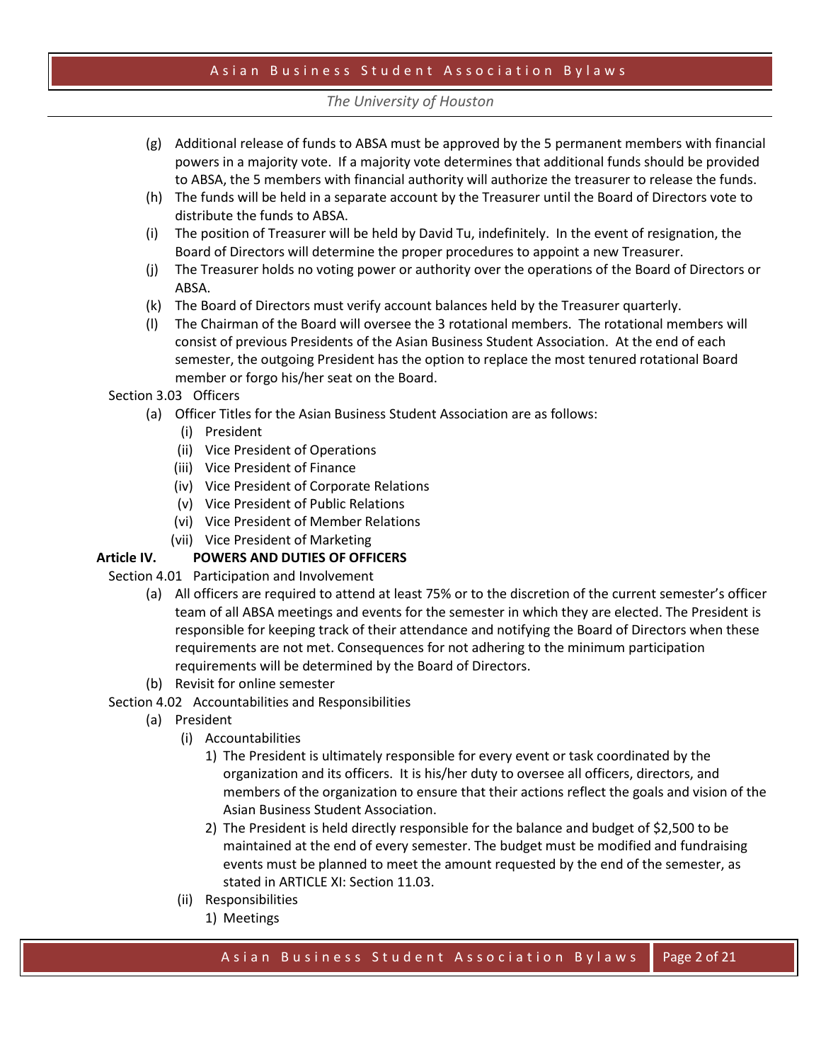(g) Additional release of funds to ABSA must be approved by the 5 permanent members with financial powers in a majority vote. If a majority vote determines that additional funds should be provided to ABSA, the 5 members with financial authority will authorize the treasurer to release the funds.

(h) The funds will be held in a separate account by the Treasurer until the Board of Directors vote to distribute the funds to ABSA.

(i) The position of Treasurer will be held by David Tu, indefinitely. In the event of resignation, the Board of Directors will determine the proper procedures to appoint a new Treasurer.

(j) The Treasurer holds no voting power or authority over the operations of the Board of Directors or ABSA.

(k) The Board of Directors must verify account balances held by the Treasurer quarterly.

(l) The Chairman of the Board will oversee the 3 rotational members. The rotational members will consist of previous Presidents of the Asian Business Student Association. At the end of each semester, the outgoing President has the option to replace the most tenured rotational Board member or forgo his/her seat on the Board.

Section 3.03 Officers

(a) Officer Titles for the Asian Business Student Association are as follows:

(i) President

(ii) Vice President of Operations

(iii) Vice President of Finance

(iv) Vice President of Corporate Relations

(v) Vice President of Public Relations

(vi) Vice President of Member Relations

(vii) Vice President of Marketing

## Article IV. POWERS AND DUTIES OF OFFICERS

Section 4.01 Participation and Involvement

(a) All officers are required to attend at least 75% or to the discretion of the current semester's officer team of all ABSA meetings and events for the semester in which they are elected. The President is responsible for keeping track of their attendance and notifying the Board of Directors when these requirements are not met. Consequences for not adhering to the minimum participation requirements will be determined by the Board of Directors.

(b) Revisit for online semester

Section 4.02 Accountabilities and Responsibilities

(a) President

(i) Accountabilities

1) The President is ultimately responsible for every event or task coordinated by the organization and its officers. It is his/her duty to oversee all officers, directors, and members of the organization to ensure that their actions reflect the goals and vision of the Asian Business Student Association.

2) The President is held directly responsible for the balance and budget of $2,500 to be maintained at the end of every semester. The budget must be modified and fundraising events must be planned to meet the amount requested by the end of the semester, as stated in ARTICLE XI: Section 11.03.

(ii) Responsibilities

1) Meetings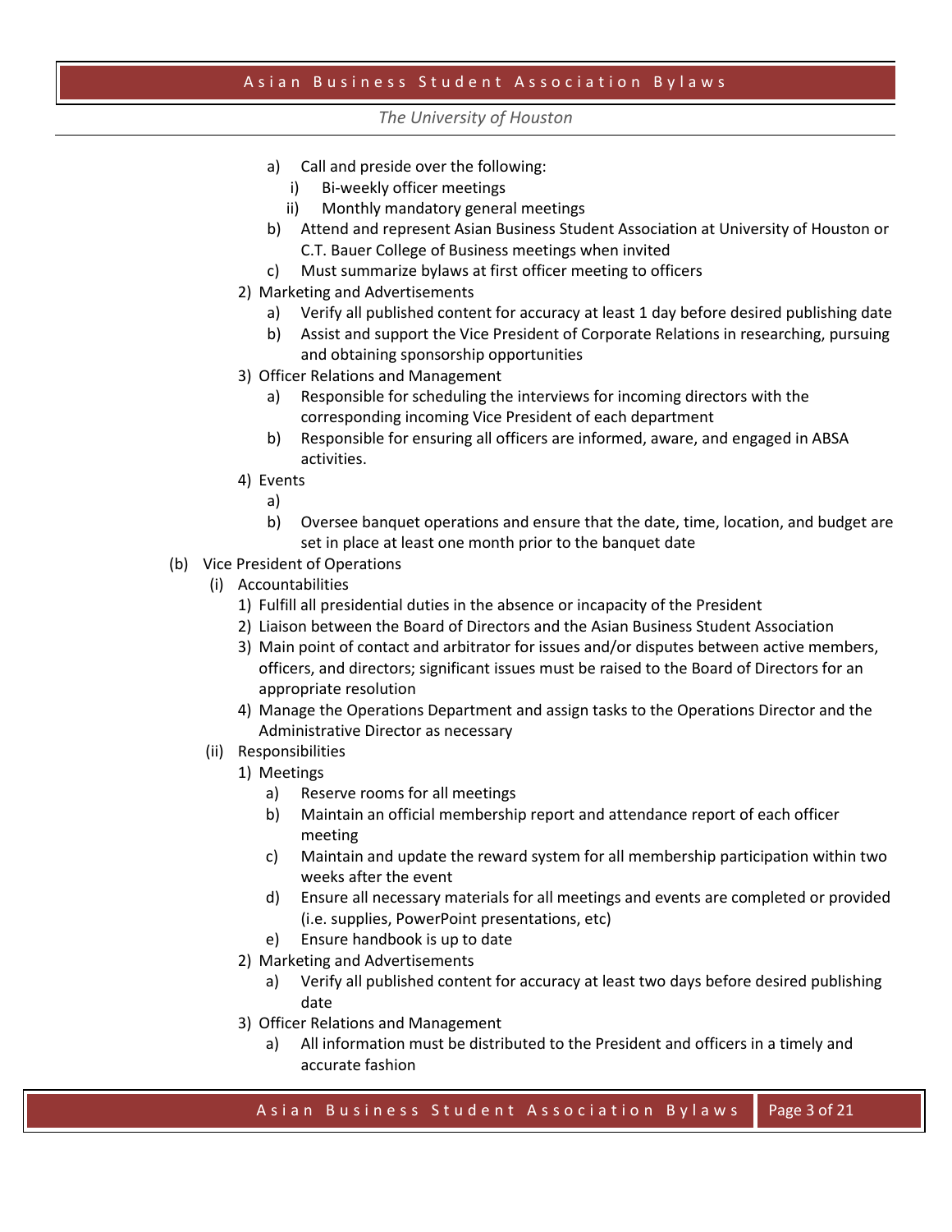- a) Call and preside over the following:
  - i) Bi-weekly officer meetings
  - ii) Monthly mandatory general meetings
- b) Attend and represent Asian Business Student Association at University of Houston or C.T. Bauer College of Business meetings when invited
- c) Must summarize bylaws at first officer meeting to officers

2) Marketing and Advertisements
   - a) Verify all published content for accuracy at least 1 day before desired publishing date
   - b) Assist and support the Vice President of Corporate Relations in researching, pursuing and obtaining sponsorship opportunities

3) Officer Relations and Management
   - a) Responsible for scheduling the interviews for incoming directors with the corresponding incoming Vice President of each department
   - b) Responsible for ensuring all officers are informed, aware, and engaged in ABSA activities.

4) Events
   - a)
   - b) Oversee banquet operations and ensure that the date, time, location, and budget are set in place at least one month prior to the banquet date

(b) Vice President of Operations

(i) Accountabilities

1) Fulfill all presidential duties in the absence or incapacity of the President
2) Liaison between the Board of Directors and the Asian Business Student Association
3) Main point of contact and arbitrator for issues and/or disputes between active members, officers, and directors; significant issues must be raised to the Board of Directors for an appropriate resolution
4) Manage the Operations Department and assign tasks to the Operations Director and the Administrative Director as necessary

(ii) Responsibilities

1) Meetings
   - a) Reserve rooms for all meetings
   - b) Maintain an official membership report and attendance report of each officer meeting
   - c) Maintain and update the reward system for all membership participation within two weeks after the event
   - d) Ensure all necessary materials for all meetings and events are completed or provided (i.e. supplies, PowerPoint presentations, etc)
   - e) Ensure handbook is up to date

2) Marketing and Advertisements
   - a) Verify all published content for accuracy at least two days before desired publishing date

3) Officer Relations and Management
   - a) All information must be distributed to the President and officers in a timely and accurate fashion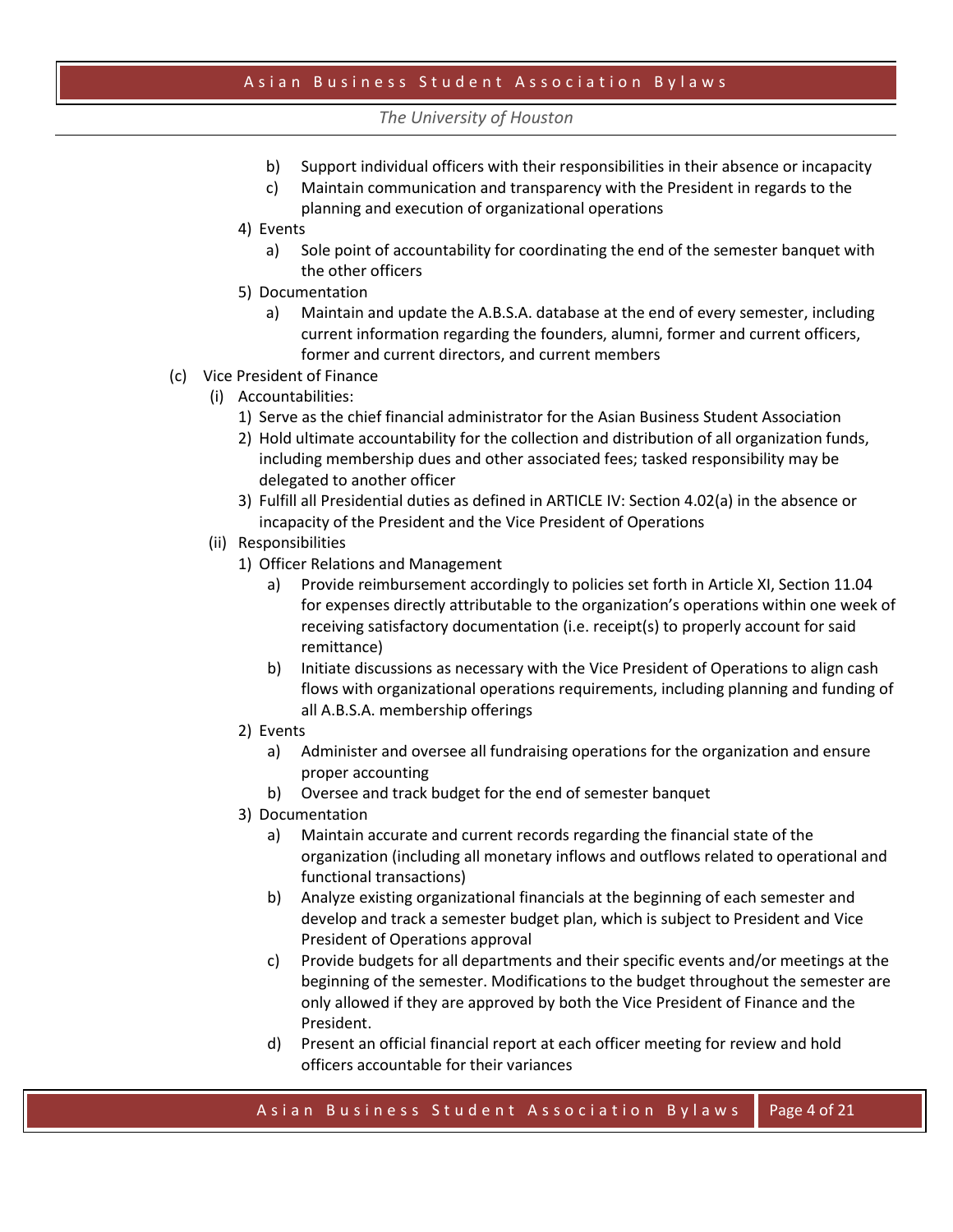b) Support individual officers with their responsibilities in their absence or incapacity
c) Maintain communication and transparency with the President in regards to the planning and execution of organizational operations

4) Events
   a) Sole point of accountability for coordinating the end of the semester banquet with the other officers
5) Documentation
   a) Maintain and update the A.B.S.A. database at the end of every semester, including current information regarding the founders, alumni, former and current officers, former and current directors, and current members

(c) Vice President of Finance
   (i) Accountabilities:
      1) Serve as the chief financial administrator for the Asian Business Student Association
      2) Hold ultimate accountability for the collection and distribution of all organization funds, including membership dues and other associated fees; tasked responsibility may be delegated to another officer
      3) Fulfill all Presidential duties as defined in ARTICLE IV: Section 4.02(a) in the absence or incapacity of the President and the Vice President of Operations
   (ii) Responsibilities
      1) Officer Relations and Management
         a) Provide reimbursement accordingly to policies set forth in Article XI, Section 11.04 for expenses directly attributable to the organization's operations within one week of receiving satisfactory documentation (i.e. receipt(s) to properly account for said remittance)
         b) Initiate discussions as necessary with the Vice President of Operations to align cash flows with organizational operations requirements, including planning and funding of all A.B.S.A. membership offerings
      2) Events
         a) Administer and oversee all fundraising operations for the organization and ensure proper accounting
         b) Oversee and track budget for the end of semester banquet
      3) Documentation
         a) Maintain accurate and current records regarding the financial state of the organization (including all monetary inflows and outflows related to operational and functional transactions)
         b) Analyze existing organizational financials at the beginning of each semester and develop and track a semester budget plan, which is subject to President and Vice President of Operations approval
         c) Provide budgets for all departments and their specific events and/or meetings at the beginning of the semester. Modifications to the budget throughout the semester are only allowed if they are approved by both the Vice President of Finance and the President.
         d) Present an official financial report at each officer meeting for review and hold officers accountable for their variances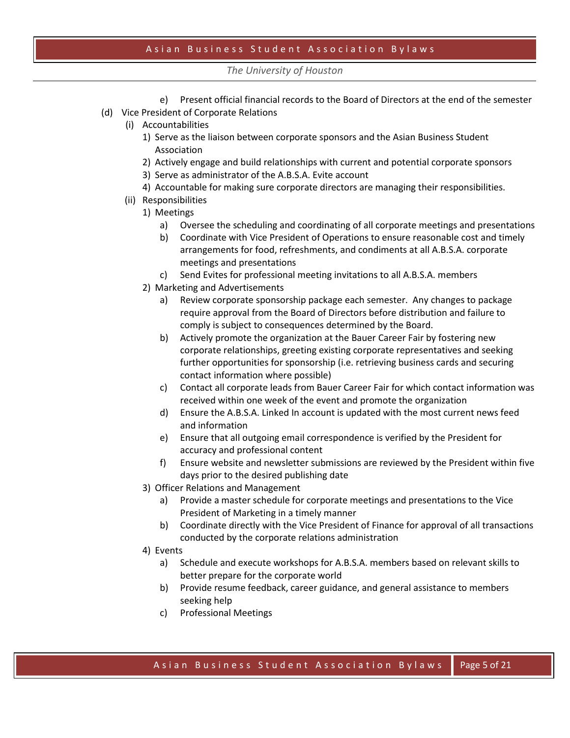e) Present official financial records to the Board of Directors at the end of the semester

(d) Vice President of Corporate Relations
  - (i) Accountabilities
    1) Serve as the liaison between corporate sponsors and the Asian Business Student Association
    2) Actively engage and build relationships with current and potential corporate sponsors
    3) Serve as administrator of the A.B.S.A. Evite account
    4) Accountable for making sure corporate directors are managing their responsibilities.
  - (ii) Responsibilities
    1) Meetings
       - a) Oversee the scheduling and coordinating of all corporate meetings and presentations
       - b) Coordinate with Vice President of Operations to ensure reasonable cost and timely arrangements for food, refreshments, and condiments at all A.B.S.A. corporate meetings and presentations
       - c) Send Evites for professional meeting invitations to all A.B.S.A. members
    2) Marketing and Advertisements
       - a) Review corporate sponsorship package each semester. Any changes to package require approval from the Board of Directors before distribution and failure to comply is subject to consequences determined by the Board.
       - b) Actively promote the organization at the Bauer Career Fair by fostering new corporate relationships, greeting existing corporate representatives and seeking further opportunities for sponsorship (i.e. retrieving business cards and securing contact information where possible)
       - c) Contact all corporate leads from Bauer Career Fair for which contact information was received within one week of the event and promote the organization
       - d) Ensure the A.B.S.A. Linked In account is updated with the most current news feed and information
       - e) Ensure that all outgoing email correspondence is verified by the President for accuracy and professional content
       - f) Ensure website and newsletter submissions are reviewed by the President within five days prior to the desired publishing date
    3) Officer Relations and Management
       - a) Provide a master schedule for corporate meetings and presentations to the Vice President of Marketing in a timely manner
       - b) Coordinate directly with the Vice President of Finance for approval of all transactions conducted by the corporate relations administration
    4) Events
       - a) Schedule and execute workshops for A.B.S.A. members based on relevant skills to better prepare for the corporate world
       - b) Provide resume feedback, career guidance, and general assistance to members seeking help
       - c) Professional Meetings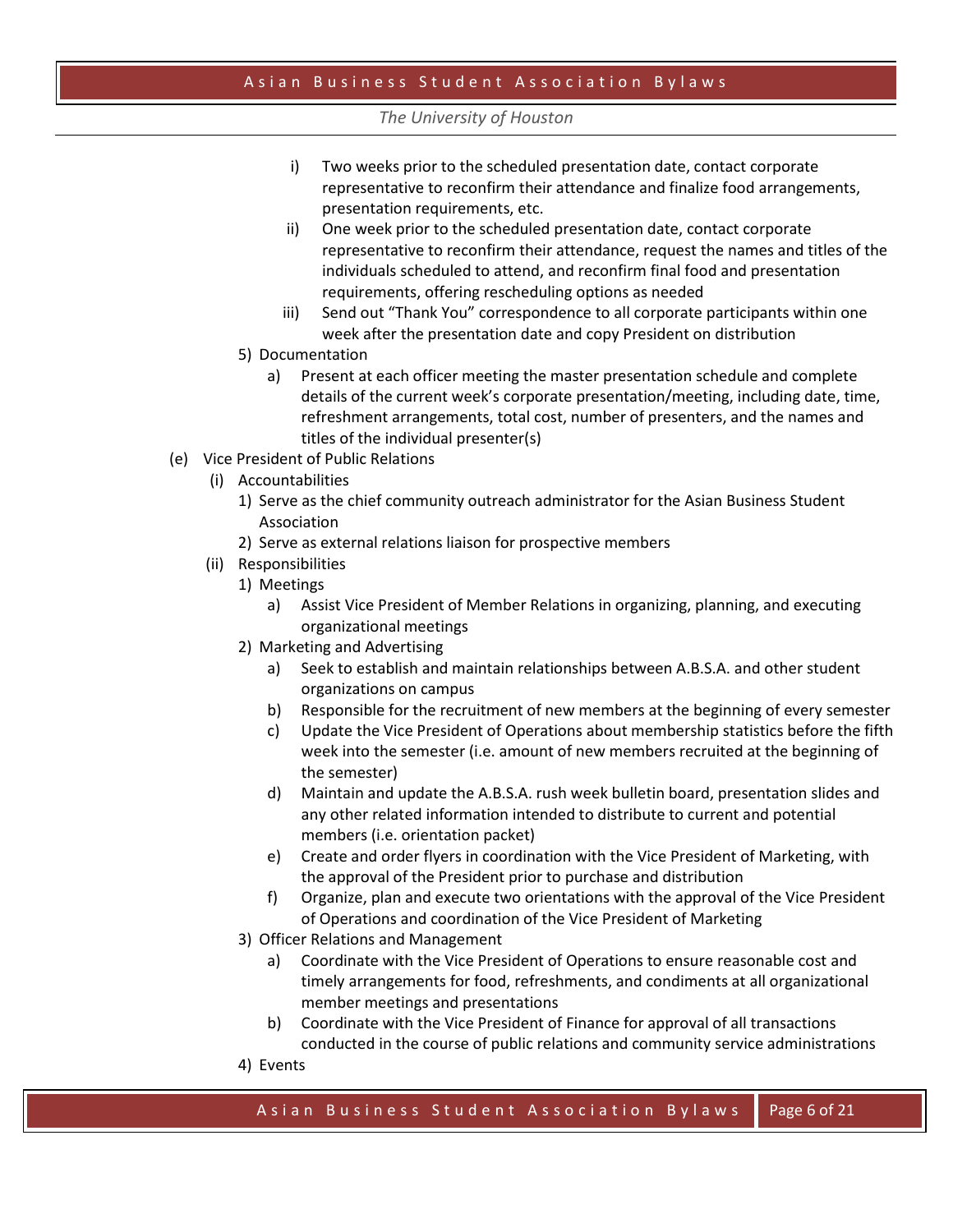i) Two weeks prior to the scheduled presentation date, contact corporate representative to reconfirm their attendance and finalize food arrangements, presentation requirements, etc.

ii) One week prior to the scheduled presentation date, contact corporate representative to reconfirm their attendance, request the names and titles of the individuals scheduled to attend, and reconfirm final food and presentation requirements, offering rescheduling options as needed

iii) Send out "Thank You" correspondence to all corporate participants within one week after the presentation date and copy President on distribution

5) Documentation

a) Present at each officer meeting the master presentation schedule and complete details of the current week's corporate presentation/meeting, including date, time, refreshment arrangements, total cost, number of presenters, and the names and titles of the individual presenter(s)

(e) Vice President of Public Relations

(i) Accountabilities

1) Serve as the chief community outreach administrator for the Asian Business Student Association

2) Serve as external relations liaison for prospective members

(ii) Responsibilities

1) Meetings

a) Assist Vice President of Member Relations in organizing, planning, and executing organizational meetings

2) Marketing and Advertising

a) Seek to establish and maintain relationships between A.B.S.A. and other student organizations on campus

b) Responsible for the recruitment of new members at the beginning of every semester

c) Update the Vice President of Operations about membership statistics before the fifth week into the semester (i.e. amount of new members recruited at the beginning of the semester)

d) Maintain and update the A.B.S.A. rush week bulletin board, presentation slides and any other related information intended to distribute to current and potential members (i.e. orientation packet)

e) Create and order flyers in coordination with the Vice President of Marketing, with the approval of the President prior to purchase and distribution

f) Organize, plan and execute two orientations with the approval of the Vice President of Operations and coordination of the Vice President of Marketing

3) Officer Relations and Management

a) Coordinate with the Vice President of Operations to ensure reasonable cost and timely arrangements for food, refreshments, and condiments at all organizational member meetings and presentations

b) Coordinate with the Vice President of Finance for approval of all transactions conducted in the course of public relations and community service administrations

4) Events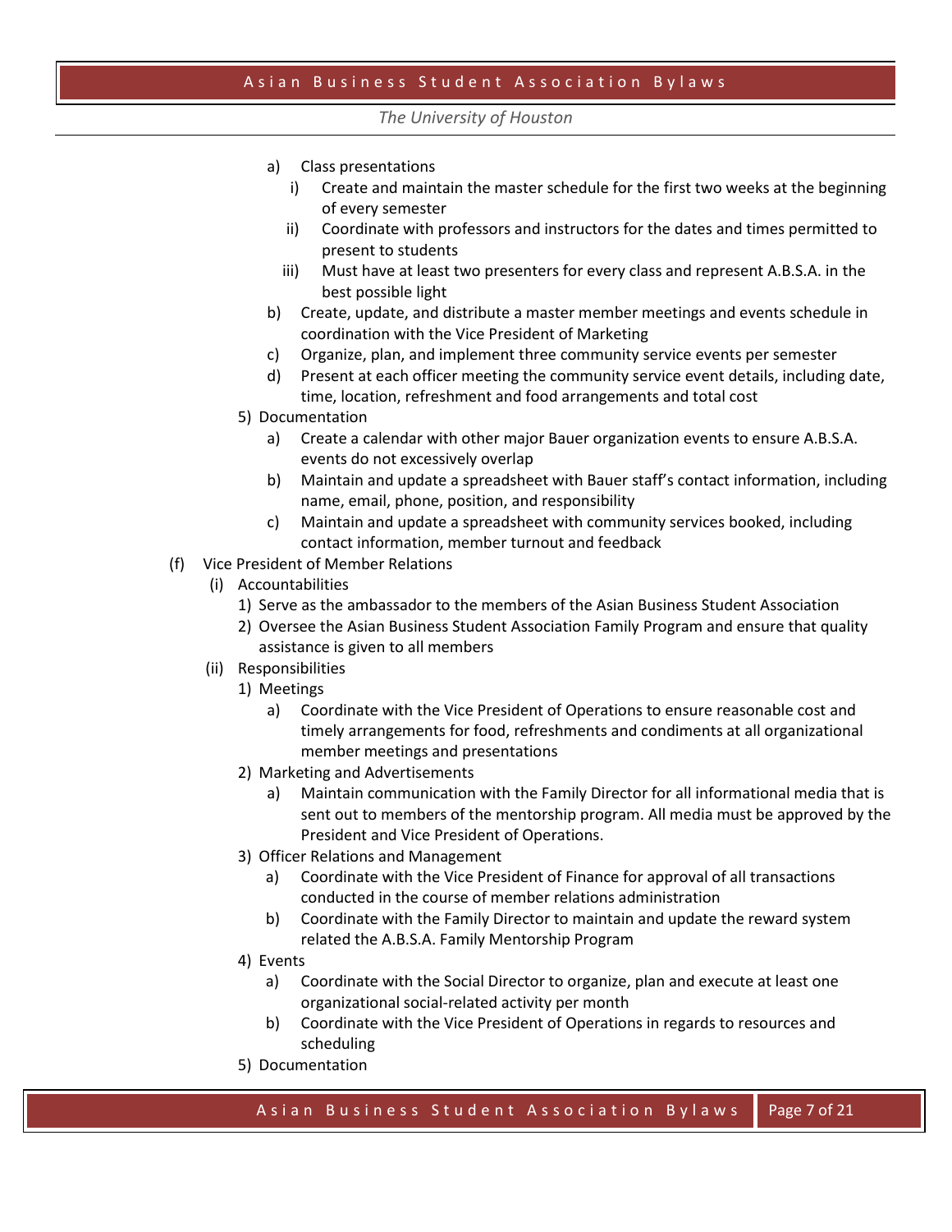- a) Class presentations
  - i) Create and maintain the master schedule for the first two weeks at the beginning of every semester
  - ii) Coordinate with professors and instructors for the dates and times permitted to present to students
  - iii) Must have at least two presenters for every class and represent A.B.S.A. in the best possible light
- b) Create, update, and distribute a master member meetings and events schedule in coordination with the Vice President of Marketing
- c) Organize, plan, and implement three community service events per semester
- d) Present at each officer meeting the community service event details, including date, time, location, refreshment and food arrangements and total cost

5) Documentation
   - a) Create a calendar with other major Bauer organization events to ensure A.B.S.A. events do not excessively overlap
   - b) Maintain and update a spreadsheet with Bauer staff's contact information, including name, email, phone, position, and responsibility
   - c) Maintain and update a spreadsheet with community services booked, including contact information, member turnout and feedback

(f) Vice President of Member Relations

(i) Accountabilities

1) Serve as the ambassador to the members of the Asian Business Student Association
2) Oversee the Asian Business Student Association Family Program and ensure that quality assistance is given to all members

(ii) Responsibilities

1) Meetings
   - a) Coordinate with the Vice President of Operations to ensure reasonable cost and timely arrangements for food, refreshments and condiments at all organizational member meetings and presentations
2) Marketing and Advertisements
   - a) Maintain communication with the Family Director for all informational media that is sent out to members of the mentorship program. All media must be approved by the President and Vice President of Operations.
3) Officer Relations and Management
   - a) Coordinate with the Vice President of Finance for approval of all transactions conducted in the course of member relations administration
   - b) Coordinate with the Family Director to maintain and update the reward system related the A.B.S.A. Family Mentorship Program
4) Events
   - a) Coordinate with the Social Director to organize, plan and execute at least one organizational social-related activity per month
   - b) Coordinate with the Vice President of Operations in regards to resources and scheduling
5) Documentation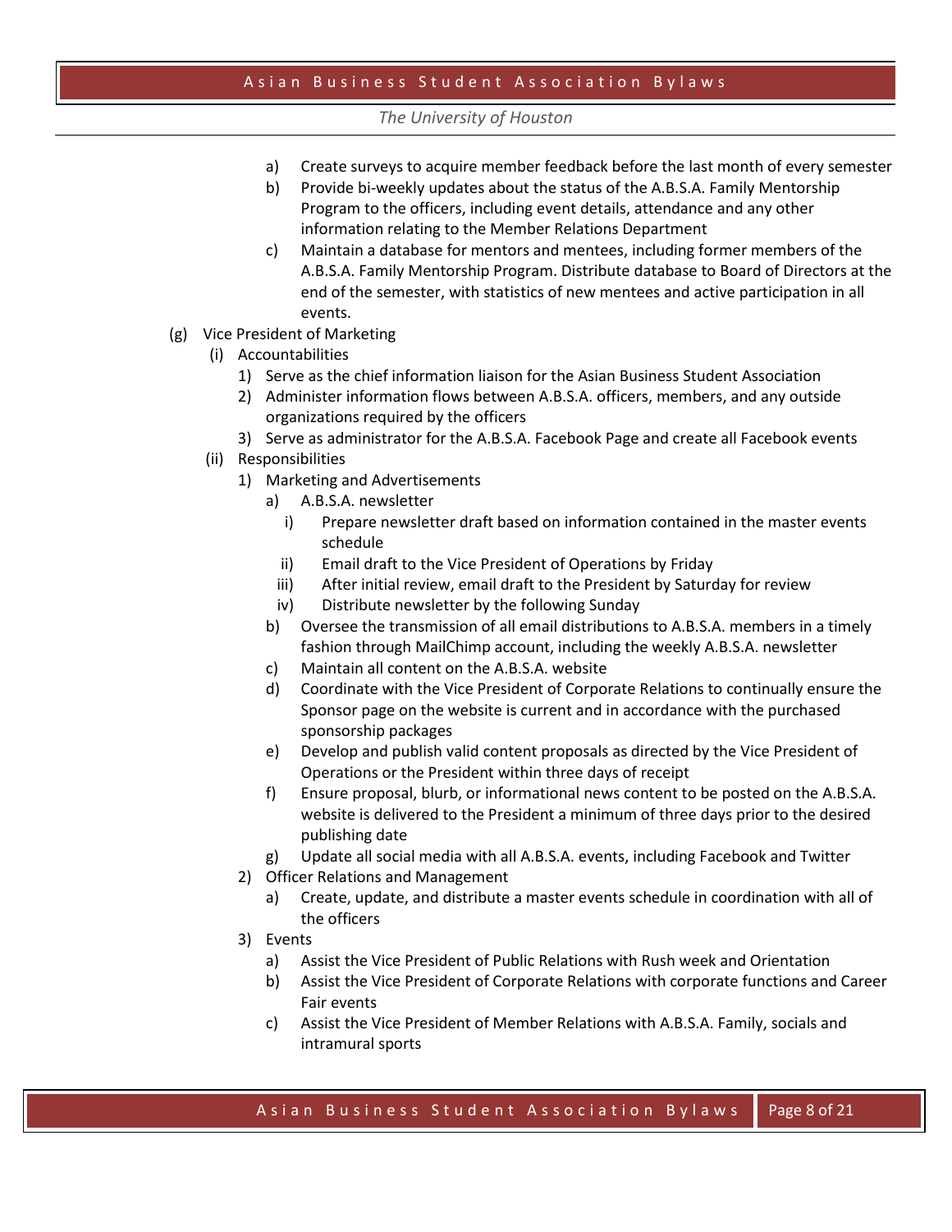a) Create surveys to acquire member feedback before the last month of every semester
b) Provide bi-weekly updates about the status of the A.B.S.A. Family Mentorship Program to the officers, including event details, attendance and any other information relating to the Member Relations Department
c) Maintain a database for mentors and mentees, including former members of the A.B.S.A. Family Mentorship Program. Distribute database to Board of Directors at the end of the semester, with statistics of new mentees and active participation in all events.

(g) Vice President of Marketing
- (i) Accountabilities
  1) Serve as the chief information liaison for the Asian Business Student Association
  2) Administer information flows between A.B.S.A. officers, members, and any outside organizations required by the officers
  3) Serve as administrator for the A.B.S.A. Facebook Page and create all Facebook events
- (ii) Responsibilities
  1) Marketing and Advertisements
     a) A.B.S.A. newsletter
        - i) Prepare newsletter draft based on information contained in the master events schedule
        - ii) Email draft to the Vice President of Operations by Friday
        - iii) After initial review, email draft to the President by Saturday for review
        - iv) Distribute newsletter by the following Sunday
     b) Oversee the transmission of all email distributions to A.B.S.A. members in a timely fashion through MailChimp account, including the weekly A.B.S.A. newsletter
     c) Maintain all content on the A.B.S.A. website
     d) Coordinate with the Vice President of Corporate Relations to continually ensure the Sponsor page on the website is current and in accordance with the purchased sponsorship packages
     e) Develop and publish valid content proposals as directed by the Vice President of Operations or the President within three days of receipt
     f) Ensure proposal, blurb, or informational news content to be posted on the A.B.S.A. website is delivered to the President a minimum of three days prior to the desired publishing date
     g) Update all social media with all A.B.S.A. events, including Facebook and Twitter
  2) Officer Relations and Management
     a) Create, update, and distribute a master events schedule in coordination with all of the officers
  3) Events
     a) Assist the Vice President of Public Relations with Rush week and Orientation
     b) Assist the Vice President of Corporate Relations with corporate functions and Career Fair events
     c) Assist the Vice President of Member Relations with A.B.S.A. Family, socials and intramural sports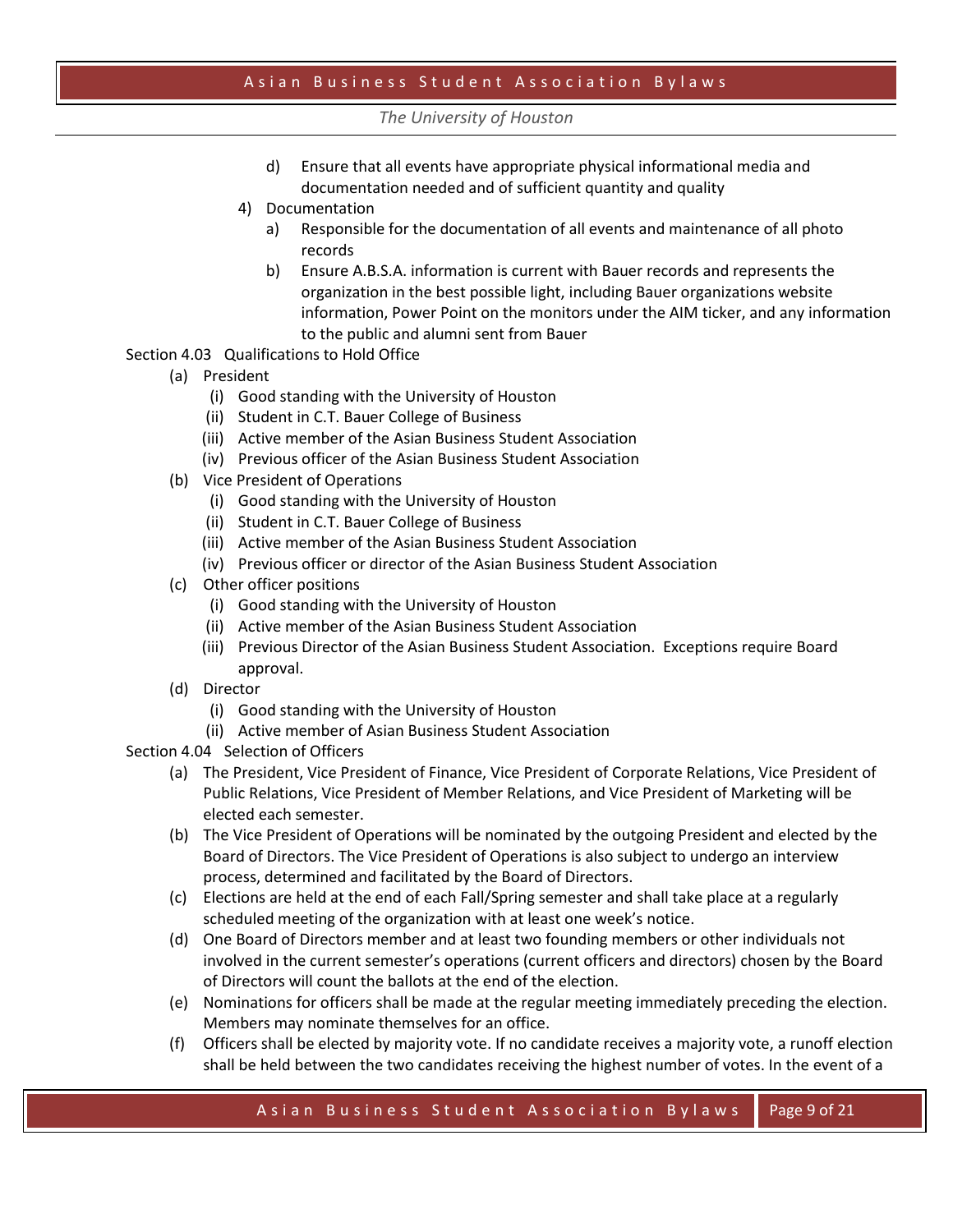d) Ensure that all events have appropriate physical informational media and documentation needed and of sufficient quantity and quality

4) Documentation
   a) Responsible for the documentation of all events and maintenance of all photo records
   b) Ensure A.B.S.A. information is current with Bauer records and represents the organization in the best possible light, including Bauer organizations website information, Power Point on the monitors under the AIM ticker, and any information to the public and alumni sent from Bauer

Section 4.03 Qualifications to Hold Office

(a) President
   (i) Good standing with the University of Houston
   (ii) Student in C.T. Bauer College of Business
   (iii) Active member of the Asian Business Student Association
   (iv) Previous officer of the Asian Business Student Association

(b) Vice President of Operations
   (i) Good standing with the University of Houston
   (ii) Student in C.T. Bauer College of Business
   (iii) Active member of the Asian Business Student Association
   (iv) Previous officer or director of the Asian Business Student Association

(c) Other officer positions
   (i) Good standing with the University of Houston
   (ii) Active member of the Asian Business Student Association
   (iii) Previous Director of the Asian Business Student Association. Exceptions require Board approval.

(d) Director
   (i) Good standing with the University of Houston
   (ii) Active member of Asian Business Student Association

Section 4.04 Selection of Officers

(a) The President, Vice President of Finance, Vice President of Corporate Relations, Vice President of Public Relations, Vice President of Member Relations, and Vice President of Marketing will be elected each semester.

(b) The Vice President of Operations will be nominated by the outgoing President and elected by the Board of Directors. The Vice President of Operations is also subject to undergo an interview process, determined and facilitated by the Board of Directors.

(c) Elections are held at the end of each Fall/Spring semester and shall take place at a regularly scheduled meeting of the organization with at least one week's notice.

(d) One Board of Directors member and at least two founding members or other individuals not involved in the current semester's operations (current officers and directors) chosen by the Board of Directors will count the ballots at the end of the election.

(e) Nominations for officers shall be made at the regular meeting immediately preceding the election. Members may nominate themselves for an office.

(f) Officers shall be elected by majority vote. If no candidate receives a majority vote, a runoff election shall be held between the two candidates receiving the highest number of votes. In the event of a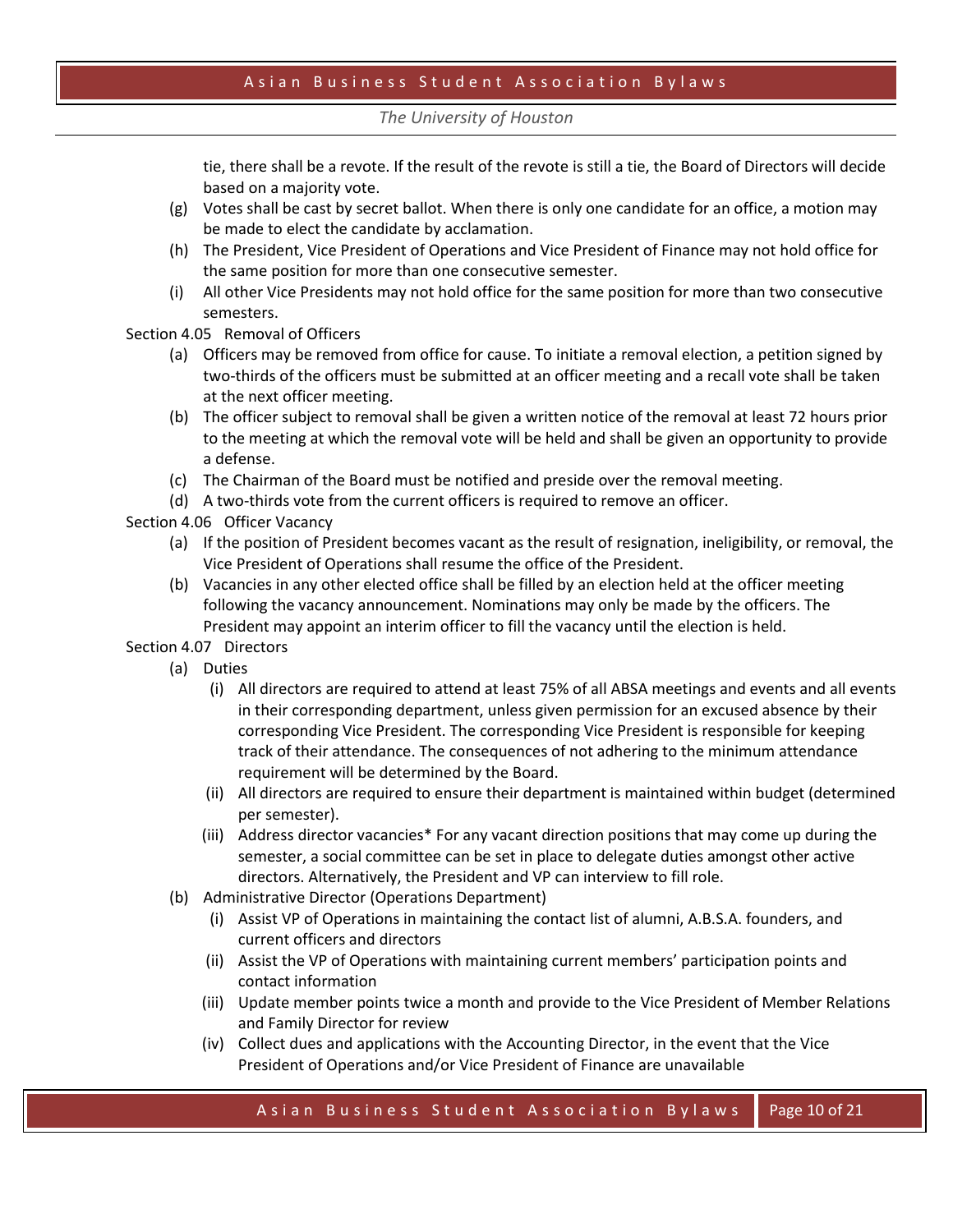tie, there shall be a revote. If the result of the revote is still a tie, the Board of Directors will decide based on a majority vote.

(g) Votes shall be cast by secret ballot. When there is only one candidate for an office, a motion may be made to elect the candidate by acclamation.

(h) The President, Vice President of Operations and Vice President of Finance may not hold office for the same position for more than one consecutive semester.

(i) All other Vice Presidents may not hold office for the same position for more than two consecutive semesters.

Section 4.05 Removal of Officers

(a) Officers may be removed from office for cause. To initiate a removal election, a petition signed by two-thirds of the officers must be submitted at an officer meeting and a recall vote shall be taken at the next officer meeting.

(b) The officer subject to removal shall be given a written notice of the removal at least 72 hours prior to the meeting at which the removal vote will be held and shall be given an opportunity to provide a defense.

(c) The Chairman of the Board must be notified and preside over the removal meeting.

(d) A two-thirds vote from the current officers is required to remove an officer.

Section 4.06 Officer Vacancy

(a) If the position of President becomes vacant as the result of resignation, ineligibility, or removal, the Vice President of Operations shall resume the office of the President.

(b) Vacancies in any other elected office shall be filled by an election held at the officer meeting following the vacancy announcement. Nominations may only be made by the officers. The President may appoint an interim officer to fill the vacancy until the election is held.

Section 4.07 Directors

(a) Duties

(i) All directors are required to attend at least 75% of all ABSA meetings and events and all events in their corresponding department, unless given permission for an excused absence by their corresponding Vice President. The corresponding Vice President is responsible for keeping track of their attendance. The consequences of not adhering to the minimum attendance requirement will be determined by the Board.

(ii) All directors are required to ensure their department is maintained within budget (determined per semester).

(iii) Address director vacancies* For any vacant direction positions that may come up during the semester, a social committee can be set in place to delegate duties amongst other active directors. Alternatively, the President and VP can interview to fill role.

(b) Administrative Director (Operations Department)

(i) Assist VP of Operations in maintaining the contact list of alumni, A.B.S.A. founders, and current officers and directors

(ii) Assist the VP of Operations with maintaining current members' participation points and contact information

(iii) Update member points twice a month and provide to the Vice President of Member Relations and Family Director for review

(iv) Collect dues and applications with the Accounting Director, in the event that the Vice President of Operations and/or Vice President of Finance are unavailable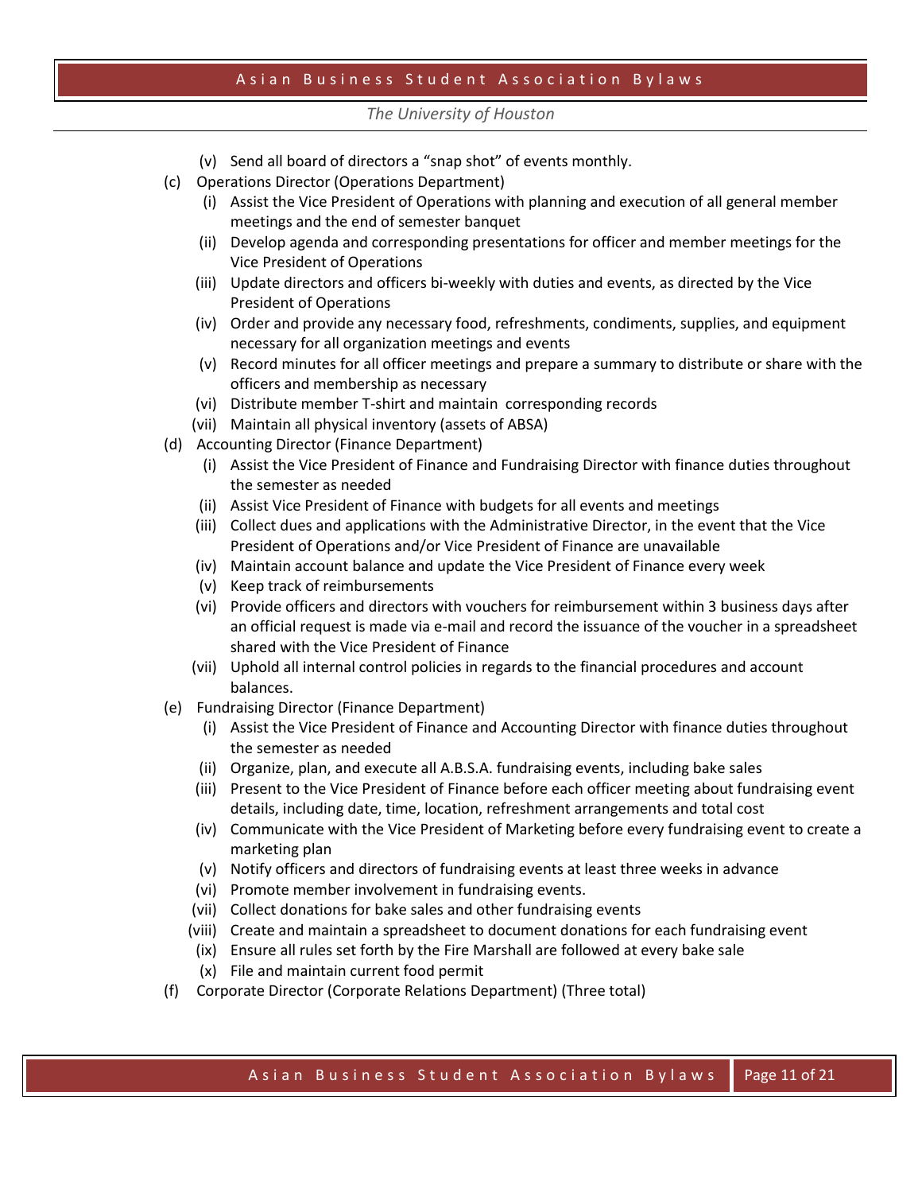(v) Send all board of directors a "snap shot" of events monthly.

(c) Operations Director (Operations Department)
   (i) Assist the Vice President of Operations with planning and execution of all general member meetings and the end of semester banquet
   (ii) Develop agenda and corresponding presentations for officer and member meetings for the Vice President of Operations
   (iii) Update directors and officers bi-weekly with duties and events, as directed by the Vice President of Operations
   (iv) Order and provide any necessary food, refreshments, condiments, supplies, and equipment necessary for all organization meetings and events
   (v) Record minutes for all officer meetings and prepare a summary to distribute or share with the officers and membership as necessary
   (vi) Distribute member T-shirt and maintain corresponding records
   (vii) Maintain all physical inventory (assets of ABSA)

(d) Accounting Director (Finance Department)
   (i) Assist the Vice President of Finance and Fundraising Director with finance duties throughout the semester as needed
   (ii) Assist Vice President of Finance with budgets for all events and meetings
   (iii) Collect dues and applications with the Administrative Director, in the event that the Vice President of Operations and/or Vice President of Finance are unavailable
   (iv) Maintain account balance and update the Vice President of Finance every week
   (v) Keep track of reimbursements
   (vi) Provide officers and directors with vouchers for reimbursement within 3 business days after an official request is made via e-mail and record the issuance of the voucher in a spreadsheet shared with the Vice President of Finance
   (vii) Uphold all internal control policies in regards to the financial procedures and account balances.

(e) Fundraising Director (Finance Department)
   (i) Assist the Vice President of Finance and Accounting Director with finance duties throughout the semester as needed
   (ii) Organize, plan, and execute all A.B.S.A. fundraising events, including bake sales
   (iii) Present to the Vice President of Finance before each officer meeting about fundraising event details, including date, time, location, refreshment arrangements and total cost
   (iv) Communicate with the Vice President of Marketing before every fundraising event to create a marketing plan
   (v) Notify officers and directors of fundraising events at least three weeks in advance
   (vi) Promote member involvement in fundraising events.
   (vii) Collect donations for bake sales and other fundraising events
   (viii) Create and maintain a spreadsheet to document donations for each fundraising event
   (ix) Ensure all rules set forth by the Fire Marshall are followed at every bake sale
   (x) File and maintain current food permit

(f) Corporate Director (Corporate Relations Department) (Three total)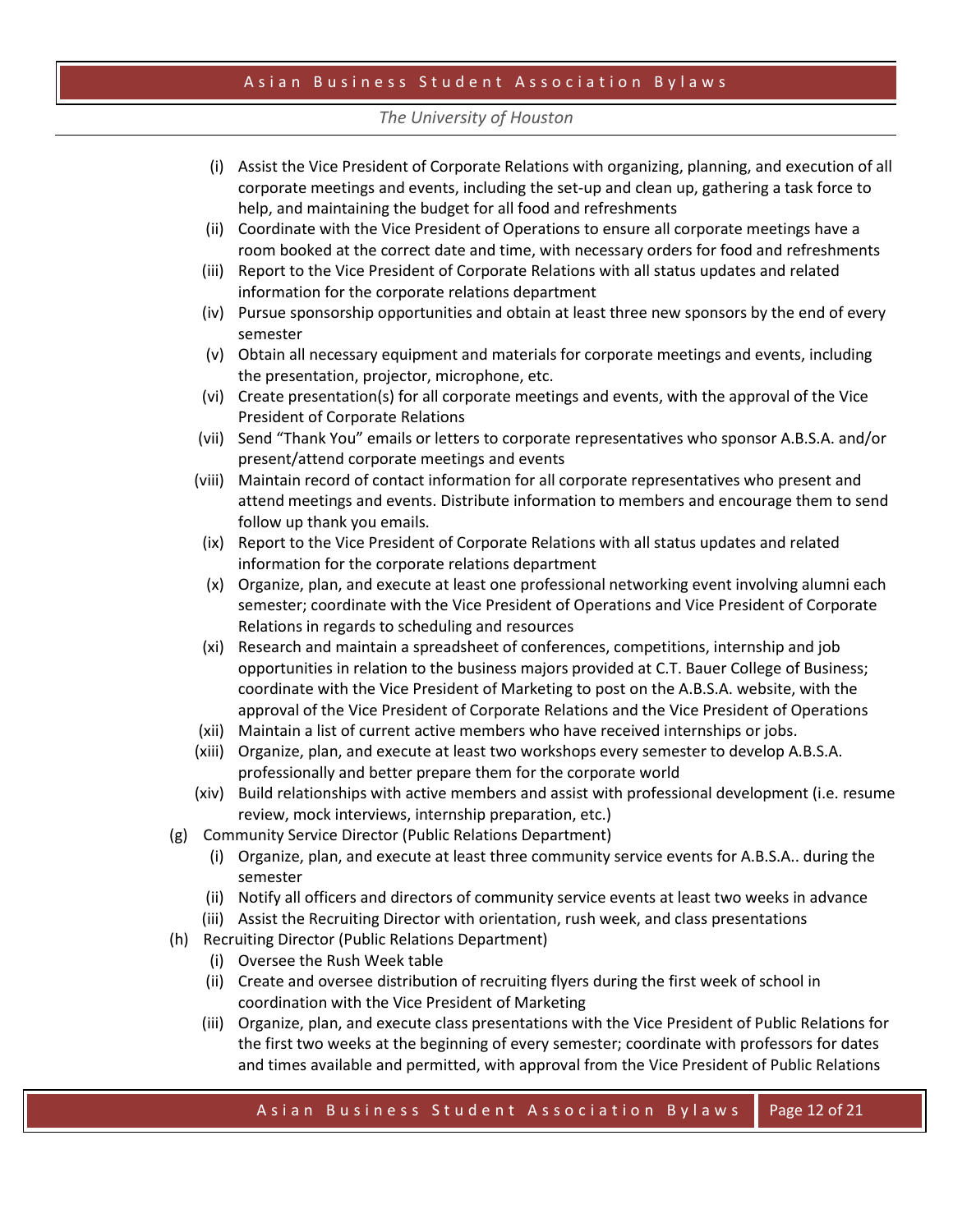(i) Assist the Vice President of Corporate Relations with organizing, planning, and execution of all corporate meetings and events, including the set-up and clean up, gathering a task force to help, and maintaining the budget for all food and refreshments
(ii) Coordinate with the Vice President of Operations to ensure all corporate meetings have a room booked at the correct date and time, with necessary orders for food and refreshments
(iii) Report to the Vice President of Corporate Relations with all status updates and related information for the corporate relations department
(iv) Pursue sponsorship opportunities and obtain at least three new sponsors by the end of every semester
(v) Obtain all necessary equipment and materials for corporate meetings and events, including the presentation, projector, microphone, etc.
(vi) Create presentation(s) for all corporate meetings and events, with the approval of the Vice President of Corporate Relations
(vii) Send "Thank You" emails or letters to corporate representatives who sponsor A.B.S.A. and/or present/attend corporate meetings and events
(viii) Maintain record of contact information for all corporate representatives who present and attend meetings and events. Distribute information to members and encourage them to send follow up thank you emails.
(ix) Report to the Vice President of Corporate Relations with all status updates and related information for the corporate relations department
(x) Organize, plan, and execute at least one professional networking event involving alumni each semester; coordinate with the Vice President of Operations and Vice President of Corporate Relations in regards to scheduling and resources
(xi) Research and maintain a spreadsheet of conferences, competitions, internship and job opportunities in relation to the business majors provided at C.T. Bauer College of Business; coordinate with the Vice President of Marketing to post on the A.B.S.A. website, with the approval of the Vice President of Corporate Relations and the Vice President of Operations
(xii) Maintain a list of current active members who have received internships or jobs.
(xiii) Organize, plan, and execute at least two workshops every semester to develop A.B.S.A. professionally and better prepare them for the corporate world
(xiv) Build relationships with active members and assist with professional development (i.e. resume review, mock interviews, internship preparation, etc.)

(g) Community Service Director (Public Relations Department)
(i) Organize, plan, and execute at least three community service events for A.B.S.A.. during the semester
(ii) Notify all officers and directors of community service events at least two weeks in advance
(iii) Assist the Recruiting Director with orientation, rush week, and class presentations

(h) Recruiting Director (Public Relations Department)
(i) Oversee the Rush Week table
(ii) Create and oversee distribution of recruiting flyers during the first week of school in coordination with the Vice President of Marketing
(iii) Organize, plan, and execute class presentations with the Vice President of Public Relations for the first two weeks at the beginning of every semester; coordinate with professors for dates and times available and permitted, with approval from the Vice President of Public Relations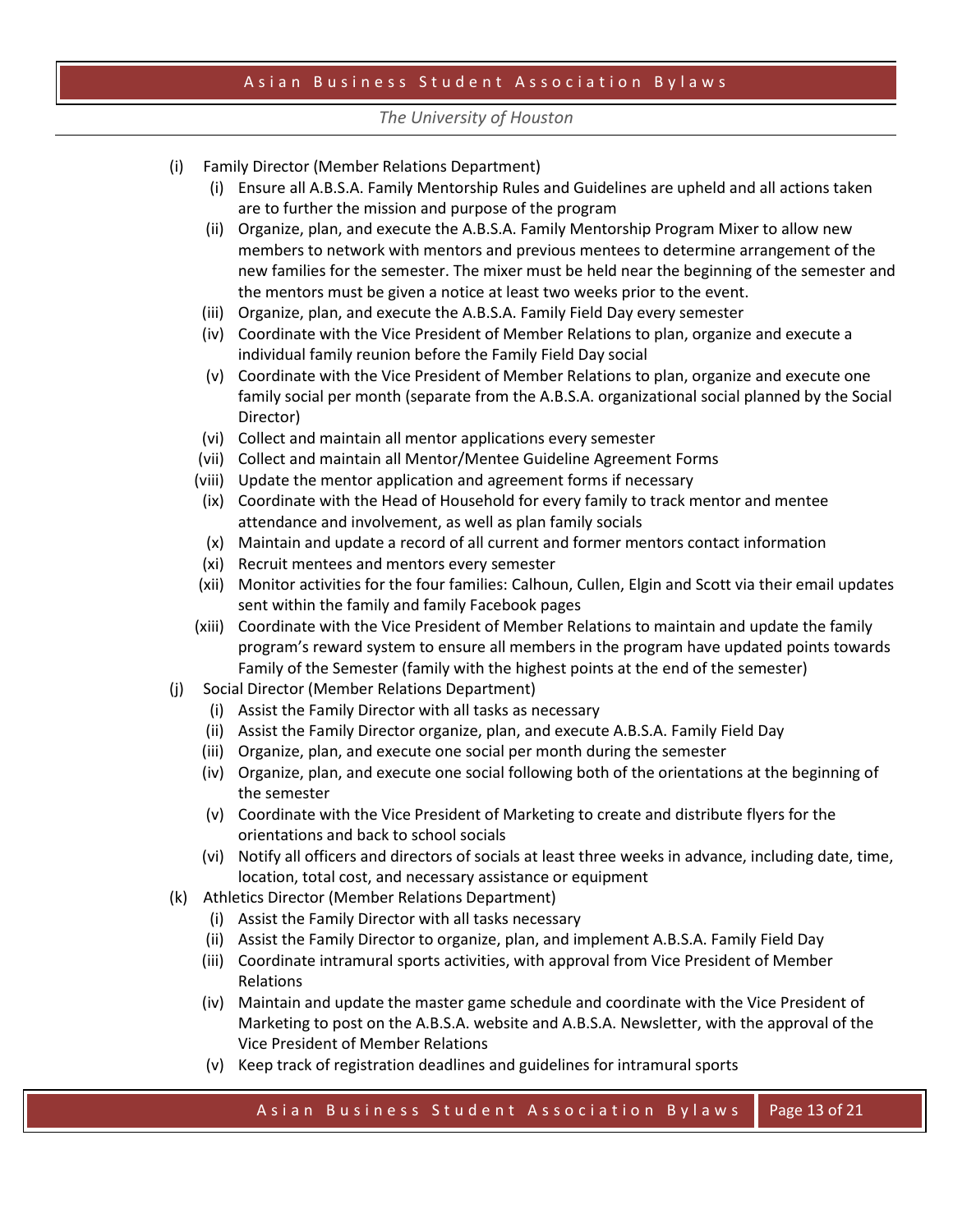(i) Family Director (Member Relations Department)

- (i) Ensure all A.B.S.A. Family Mentorship Rules and Guidelines are upheld and all actions taken are to further the mission and purpose of the program
- (ii) Organize, plan, and execute the A.B.S.A. Family Mentorship Program Mixer to allow new members to network with mentors and previous mentees to determine arrangement of the new families for the semester. The mixer must be held near the beginning of the semester and the mentors must be given a notice at least two weeks prior to the event.
- (iii) Organize, plan, and execute the A.B.S.A. Family Field Day every semester
- (iv) Coordinate with the Vice President of Member Relations to plan, organize and execute a individual family reunion before the Family Field Day social
- (v) Coordinate with the Vice President of Member Relations to plan, organize and execute one family social per month (separate from the A.B.S.A. organizational social planned by the Social Director)
- (vi) Collect and maintain all mentor applications every semester
- (vii) Collect and maintain all Mentor/Mentee Guideline Agreement Forms
- (viii) Update the mentor application and agreement forms if necessary
- (ix) Coordinate with the Head of Household for every family to track mentor and mentee attendance and involvement, as well as plan family socials
- (x) Maintain and update a record of all current and former mentors contact information
- (xi) Recruit mentees and mentors every semester
- (xii) Monitor activities for the four families: Calhoun, Cullen, Elgin and Scott via their email updates sent within the family and family Facebook pages
- (xiii) Coordinate with the Vice President of Member Relations to maintain and update the family program's reward system to ensure all members in the program have updated points towards Family of the Semester (family with the highest points at the end of the semester)

(j) Social Director (Member Relations Department)

- (i) Assist the Family Director with all tasks as necessary
- (ii) Assist the Family Director organize, plan, and execute A.B.S.A. Family Field Day
- (iii) Organize, plan, and execute one social per month during the semester
- (iv) Organize, plan, and execute one social following both of the orientations at the beginning of the semester
- (v) Coordinate with the Vice President of Marketing to create and distribute flyers for the orientations and back to school socials
- (vi) Notify all officers and directors of socials at least three weeks in advance, including date, time, location, total cost, and necessary assistance or equipment

(k) Athletics Director (Member Relations Department)

- (i) Assist the Family Director with all tasks necessary
- (ii) Assist the Family Director to organize, plan, and implement A.B.S.A. Family Field Day
- (iii) Coordinate intramural sports activities, with approval from Vice President of Member Relations
- (iv) Maintain and update the master game schedule and coordinate with the Vice President of Marketing to post on the A.B.S.A. website and A.B.S.A. Newsletter, with the approval of the Vice President of Member Relations
- (v) Keep track of registration deadlines and guidelines for intramural sports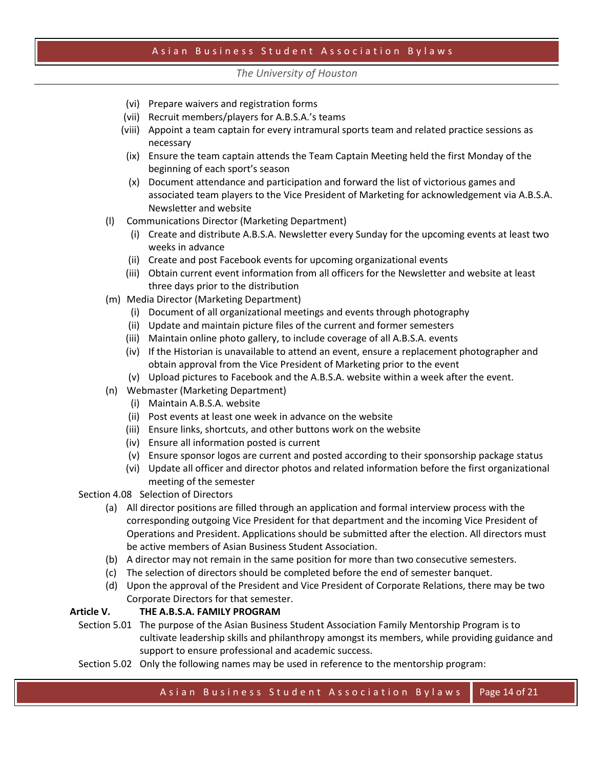- (vi) Prepare waivers and registration forms
- (vii) Recruit members/players for A.B.S.A.'s teams
- (viii) Appoint a team captain for every intramural sports team and related practice sessions as necessary
- (ix) Ensure the team captain attends the Team Captain Meeting held the first Monday of the beginning of each sport's season
- (x) Document attendance and participation and forward the list of victorious games and associated team players to the Vice President of Marketing for acknowledgement via A.B.S.A. Newsletter and website

(l) Communications Director (Marketing Department)

- (i) Create and distribute A.B.S.A. Newsletter every Sunday for the upcoming events at least two weeks in advance
- (ii) Create and post Facebook events for upcoming organizational events
- (iii) Obtain current event information from all officers for the Newsletter and website at least three days prior to the distribution

(m) Media Director (Marketing Department)

- (i) Document of all organizational meetings and events through photography
- (ii) Update and maintain picture files of the current and former semesters
- (iii) Maintain online photo gallery, to include coverage of all A.B.S.A. events
- (iv) If the Historian is unavailable to attend an event, ensure a replacement photographer and obtain approval from the Vice President of Marketing prior to the event
- (v) Upload pictures to Facebook and the A.B.S.A. website within a week after the event.

(n) Webmaster (Marketing Department)

- (i) Maintain A.B.S.A. website
- (ii) Post events at least one week in advance on the website
- (iii) Ensure links, shortcuts, and other buttons work on the website
- (iv) Ensure all information posted is current
- (v) Ensure sponsor logos are current and posted according to their sponsorship package status
- (vi) Update all officer and director photos and related information before the first organizational meeting of the semester

Section 4.08 Selection of Directors

- (a) All director positions are filled through an application and formal interview process with the corresponding outgoing Vice President for that department and the incoming Vice President of Operations and President. Applications should be submitted after the election. All directors must be active members of Asian Business Student Association.
- (b) A director may not remain in the same position for more than two consecutive semesters.
- (c) The selection of directors should be completed before the end of semester banquet.
- (d) Upon the approval of the President and Vice President of Corporate Relations, there may be two Corporate Directors for that semester.

**Article V. THE A.B.S.A. FAMILY PROGRAM**

Section 5.01 The purpose of the Asian Business Student Association Family Mentorship Program is to cultivate leadership skills and philanthropy amongst its members, while providing guidance and support to ensure professional and academic success.

Section 5.02 Only the following names may be used in reference to the mentorship program: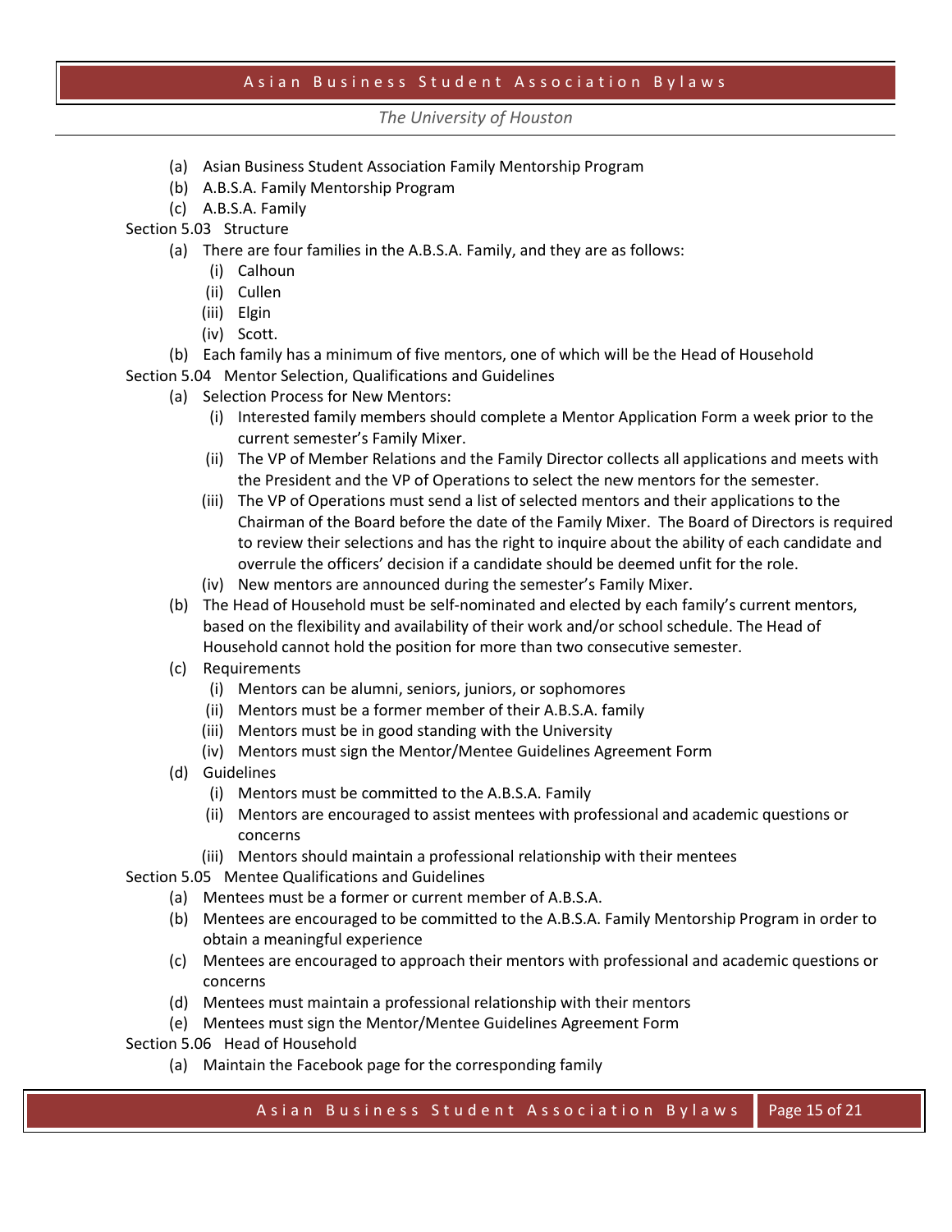(a) Asian Business Student Association Family Mentorship Program
(b) A.B.S.A. Family Mentorship Program
(c) A.B.S.A. Family

Section 5.03 Structure

(a) There are four families in the A.B.S.A. Family, and they are as follows:
  (i) Calhoun
  (ii) Cullen
  (iii) Elgin
  (iv) Scott.

(b) Each family has a minimum of five mentors, one of which will be the Head of Household

Section 5.04 Mentor Selection, Qualifications and Guidelines

(a) Selection Process for New Mentors:
  (i) Interested family members should complete a Mentor Application Form a week prior to the current semester's Family Mixer.
  (ii) The VP of Member Relations and the Family Director collects all applications and meets with the President and the VP of Operations to select the new mentors for the semester.
  (iii) The VP of Operations must send a list of selected mentors and their applications to the Chairman of the Board before the date of the Family Mixer. The Board of Directors is required to review their selections and has the right to inquire about the ability of each candidate and overrule the officers' decision if a candidate should be deemed unfit for the role.
  (iv) New mentors are announced during the semester's Family Mixer.

(b) The Head of Household must be self-nominated and elected by each family's current mentors, based on the flexibility and availability of their work and/or school schedule. The Head of Household cannot hold the position for more than two consecutive semester.

(c) Requirements
  (i) Mentors can be alumni, seniors, juniors, or sophomores
  (ii) Mentors must be a former member of their A.B.S.A. family
  (iii) Mentors must be in good standing with the University
  (iv) Mentors must sign the Mentor/Mentee Guidelines Agreement Form

(d) Guidelines
  (i) Mentors must be committed to the A.B.S.A. Family
  (ii) Mentors are encouraged to assist mentees with professional and academic questions or concerns
  (iii) Mentors should maintain a professional relationship with their mentees

Section 5.05 Mentee Qualifications and Guidelines

(a) Mentees must be a former or current member of A.B.S.A.
(b) Mentees are encouraged to be committed to the A.B.S.A. Family Mentorship Program in order to obtain a meaningful experience
(c) Mentees are encouraged to approach their mentors with professional and academic questions or concerns
(d) Mentees must maintain a professional relationship with their mentors
(e) Mentees must sign the Mentor/Mentee Guidelines Agreement Form

Section 5.06 Head of Household

(a) Maintain the Facebook page for the corresponding family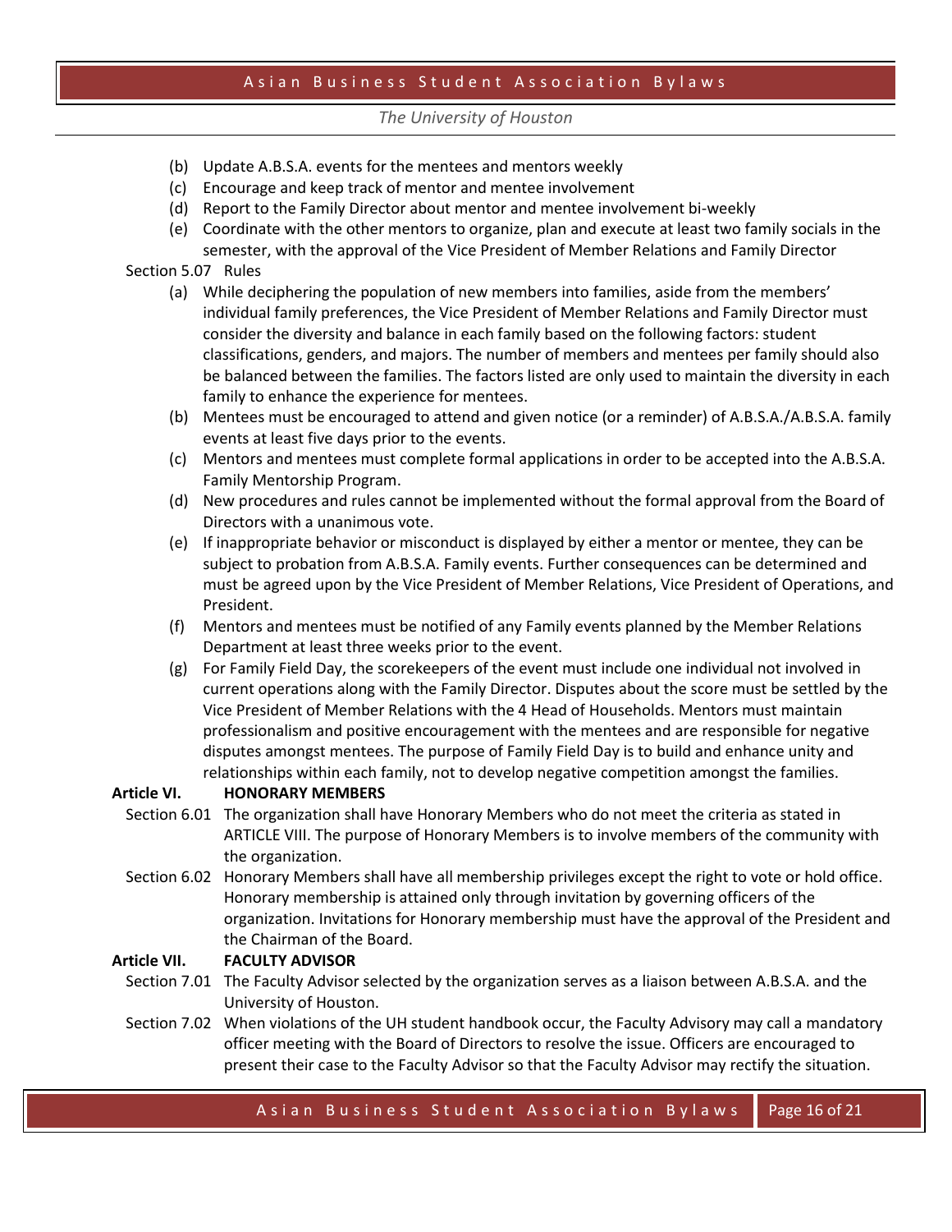(b) Update A.B.S.A. events for the mentees and mentors weekly
(c) Encourage and keep track of mentor and mentee involvement
(d) Report to the Family Director about mentor and mentee involvement bi-weekly
(e) Coordinate with the other mentors to organize, plan and execute at least two family socials in the semester, with the approval of the Vice President of Member Relations and Family Director

Section 5.07 Rules

(a) While deciphering the population of new members into families, aside from the members' individual family preferences, the Vice President of Member Relations and Family Director must consider the diversity and balance in each family based on the following factors: student classifications, genders, and majors. The number of members and mentees per family should also be balanced between the families. The factors listed are only used to maintain the diversity in each family to enhance the experience for mentees.
(b) Mentees must be encouraged to attend and given notice (or a reminder) of A.B.S.A./A.B.S.A. family events at least five days prior to the events.
(c) Mentors and mentees must complete formal applications in order to be accepted into the A.B.S.A. Family Mentorship Program.
(d) New procedures and rules cannot be implemented without the formal approval from the Board of Directors with a unanimous vote.
(e) If inappropriate behavior or misconduct is displayed by either a mentor or mentee, they can be subject to probation from A.B.S.A. Family events. Further consequences can be determined and must be agreed upon by the Vice President of Member Relations, Vice President of Operations, and President.
(f) Mentors and mentees must be notified of any Family events planned by the Member Relations Department at least three weeks prior to the event.
(g) For Family Field Day, the scorekeepers of the event must include one individual not involved in current operations along with the Family Director. Disputes about the score must be settled by the Vice President of Member Relations with the 4 Head of Households. Mentors must maintain professionalism and positive encouragement with the mentees and are responsible for negative disputes amongst mentees. The purpose of Family Field Day is to build and enhance unity and relationships within each family, not to develop negative competition amongst the families.

## Article VI. HONORARY MEMBERS

Section 6.01 The organization shall have Honorary Members who do not meet the criteria as stated in ARTICLE VIII. The purpose of Honorary Members is to involve members of the community with the organization.

Section 6.02 Honorary Members shall have all membership privileges except the right to vote or hold office. Honorary membership is attained only through invitation by governing officers of the organization. Invitations for Honorary membership must have the approval of the President and the Chairman of the Board.

## Article VII. FACULTY ADVISOR

Section 7.01 The Faculty Advisor selected by the organization serves as a liaison between A.B.S.A. and the University of Houston.

Section 7.02 When violations of the UH student handbook occur, the Faculty Advisory may call a mandatory officer meeting with the Board of Directors to resolve the issue. Officers are encouraged to present their case to the Faculty Advisor so that the Faculty Advisor may rectify the situation.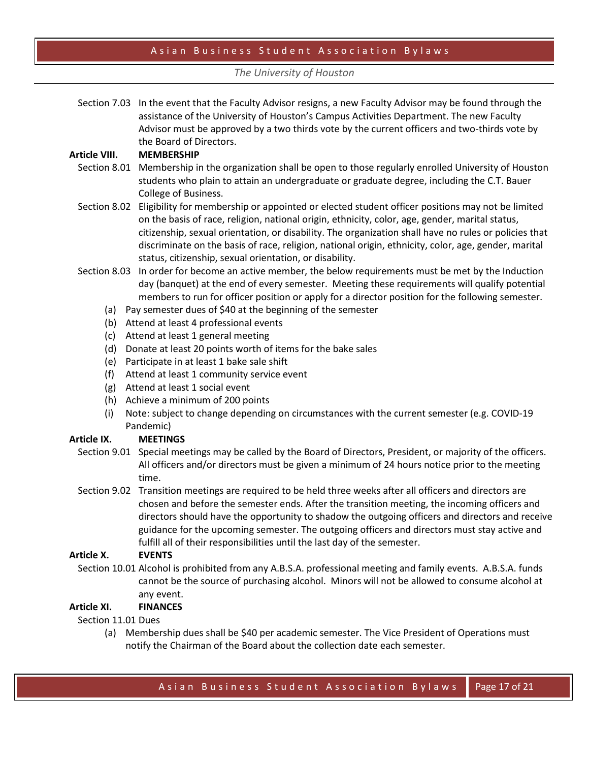Section 7.03 In the event that the Faculty Advisor resigns, a new Faculty Advisor may be found through the assistance of the University of Houston's Campus Activities Department. The new Faculty Advisor must be approved by a two thirds vote by the current officers and two-thirds vote by the Board of Directors.

**Article VIII. MEMBERSHIP**

Section 8.01 Membership in the organization shall be open to those regularly enrolled University of Houston students who plain to attain an undergraduate or graduate degree, including the C.T. Bauer College of Business.

Section 8.02 Eligibility for membership or appointed or elected student officer positions may not be limited on the basis of race, religion, national origin, ethnicity, color, age, gender, marital status, citizenship, sexual orientation, or disability. The organization shall have no rules or policies that discriminate on the basis of race, religion, national origin, ethnicity, color, age, gender, marital status, citizenship, sexual orientation, or disability.

Section 8.03 In order for become an active member, the below requirements must be met by the Induction day (banquet) at the end of every semester. Meeting these requirements will qualify potential members to run for officer position or apply for a director position for the following semester.

- (a) Pay semester dues of $40 at the beginning of the semester
- (b) Attend at least 4 professional events
- (c) Attend at least 1 general meeting
- (d) Donate at least 20 points worth of items for the bake sales
- (e) Participate in at least 1 bake sale shift
- (f) Attend at least 1 community service event
- (g) Attend at least 1 social event
- (h) Achieve a minimum of 200 points
- (i) Note: subject to change depending on circumstances with the current semester (e.g. COVID-19 Pandemic)

**Article IX. MEETINGS**

Section 9.01 Special meetings may be called by the Board of Directors, President, or majority of the officers. All officers and/or directors must be given a minimum of 24 hours notice prior to the meeting time.

Section 9.02 Transition meetings are required to be held three weeks after all officers and directors are chosen and before the semester ends. After the transition meeting, the incoming officers and directors should have the opportunity to shadow the outgoing officers and directors and receive guidance for the upcoming semester. The outgoing officers and directors must stay active and fulfill all of their responsibilities until the last day of the semester.

**Article X. EVENTS**

Section 10.01 Alcohol is prohibited from any A.B.S.A. professional meeting and family events. A.B.S.A. funds cannot be the source of purchasing alcohol. Minors will not be allowed to consume alcohol at any event.

**Article XI. FINANCES**

Section 11.01 Dues

- (a) Membership dues shall be $40 per academic semester. The Vice President of Operations must notify the Chairman of the Board about the collection date each semester.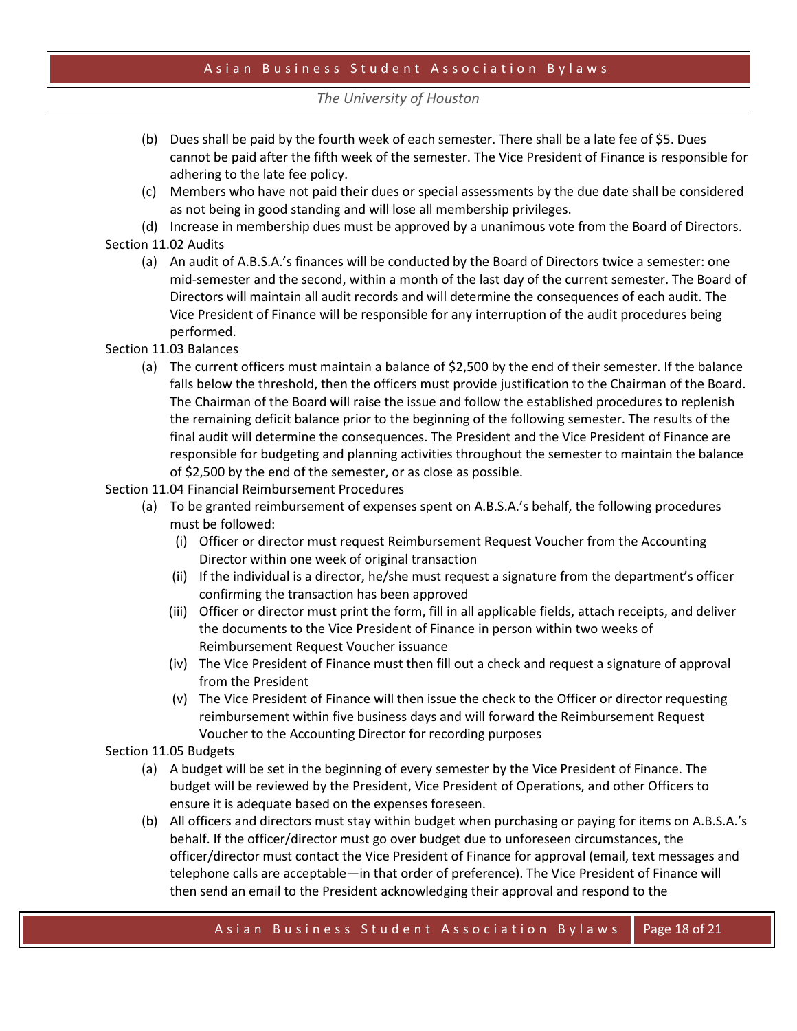(b) Dues shall be paid by the fourth week of each semester. There shall be a late fee of $5. Dues cannot be paid after the fifth week of the semester. The Vice President of Finance is responsible for adhering to the late fee policy.

(c) Members who have not paid their dues or special assessments by the due date shall be considered as not being in good standing and will lose all membership privileges.

(d) Increase in membership dues must be approved by a unanimous vote from the Board of Directors.

Section 11.02 Audits

(a) An audit of A.B.S.A.'s finances will be conducted by the Board of Directors twice a semester: one mid-semester and the second, within a month of the last day of the current semester. The Board of Directors will maintain all audit records and will determine the consequences of each audit. The Vice President of Finance will be responsible for any interruption of the audit procedures being performed.

Section 11.03 Balances

(a) The current officers must maintain a balance of $2,500 by the end of their semester. If the balance falls below the threshold, then the officers must provide justification to the Chairman of the Board. The Chairman of the Board will raise the issue and follow the established procedures to replenish the remaining deficit balance prior to the beginning of the following semester. The results of the final audit will determine the consequences. The President and the Vice President of Finance are responsible for budgeting and planning activities throughout the semester to maintain the balance of $2,500 by the end of the semester, or as close as possible.

Section 11.04 Financial Reimbursement Procedures

(a) To be granted reimbursement of expenses spent on A.B.S.A.'s behalf, the following procedures must be followed:

(i) Officer or director must request Reimbursement Request Voucher from the Accounting Director within one week of original transaction

(ii) If the individual is a director, he/she must request a signature from the department's officer confirming the transaction has been approved

(iii) Officer or director must print the form, fill in all applicable fields, attach receipts, and deliver the documents to the Vice President of Finance in person within two weeks of Reimbursement Request Voucher issuance

(iv) The Vice President of Finance must then fill out a check and request a signature of approval from the President

(v) The Vice President of Finance will then issue the check to the Officer or director requesting reimbursement within five business days and will forward the Reimbursement Request Voucher to the Accounting Director for recording purposes

Section 11.05 Budgets

(a) A budget will be set in the beginning of every semester by the Vice President of Finance. The budget will be reviewed by the President, Vice President of Operations, and other Officers to ensure it is adequate based on the expenses foreseen.

(b) All officers and directors must stay within budget when purchasing or paying for items on A.B.S.A.'s behalf. If the officer/director must go over budget due to unforeseen circumstances, the officer/director must contact the Vice President of Finance for approval (email, text messages and telephone calls are acceptable—in that order of preference). The Vice President of Finance will then send an email to the President acknowledging their approval and respond to the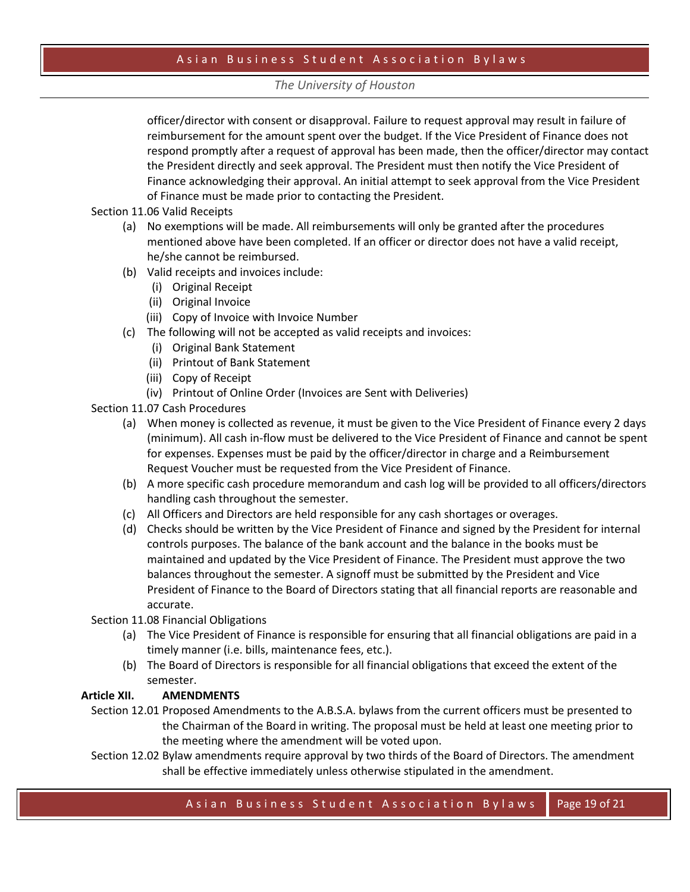officer/director with consent or disapproval. Failure to request approval may result in failure of reimbursement for the amount spent over the budget. If the Vice President of Finance does not respond promptly after a request of approval has been made, then the officer/director may contact the President directly and seek approval. The President must then notify the Vice President of Finance acknowledging their approval. An initial attempt to seek approval from the Vice President of Finance must be made prior to contacting the President.

Section 11.06 Valid Receipts

- (a) No exemptions will be made. All reimbursements will only be granted after the procedures mentioned above have been completed. If an officer or director does not have a valid receipt, he/she cannot be reimbursed.
- (b) Valid receipts and invoices include:
  - (i) Original Receipt
  - (ii) Original Invoice
  - (iii) Copy of Invoice with Invoice Number
- (c) The following will not be accepted as valid receipts and invoices:
  - (i) Original Bank Statement
  - (ii) Printout of Bank Statement
  - (iii) Copy of Receipt
  - (iv) Printout of Online Order (Invoices are Sent with Deliveries)

Section 11.07 Cash Procedures

- (a) When money is collected as revenue, it must be given to the Vice President of Finance every 2 days (minimum). All cash in-flow must be delivered to the Vice President of Finance and cannot be spent for expenses. Expenses must be paid by the officer/director in charge and a Reimbursement Request Voucher must be requested from the Vice President of Finance.
- (b) A more specific cash procedure memorandum and cash log will be provided to all officers/directors handling cash throughout the semester.
- (c) All Officers and Directors are held responsible for any cash shortages or overages.
- (d) Checks should be written by the Vice President of Finance and signed by the President for internal controls purposes. The balance of the bank account and the balance in the books must be maintained and updated by the Vice President of Finance. The President must approve the two balances throughout the semester. A signoff must be submitted by the President and Vice President of Finance to the Board of Directors stating that all financial reports are reasonable and accurate.

Section 11.08 Financial Obligations

- (a) The Vice President of Finance is responsible for ensuring that all financial obligations are paid in a timely manner (i.e. bills, maintenance fees, etc.).
- (b) The Board of Directors is responsible for all financial obligations that exceed the extent of the semester.

## Article XII. AMENDMENTS

Section 12.01 Proposed Amendments to the A.B.S.A. bylaws from the current officers must be presented to the Chairman of the Board in writing. The proposal must be held at least one meeting prior to the meeting where the amendment will be voted upon.

Section 12.02 Bylaw amendments require approval by two thirds of the Board of Directors. The amendment shall be effective immediately unless otherwise stipulated in the amendment.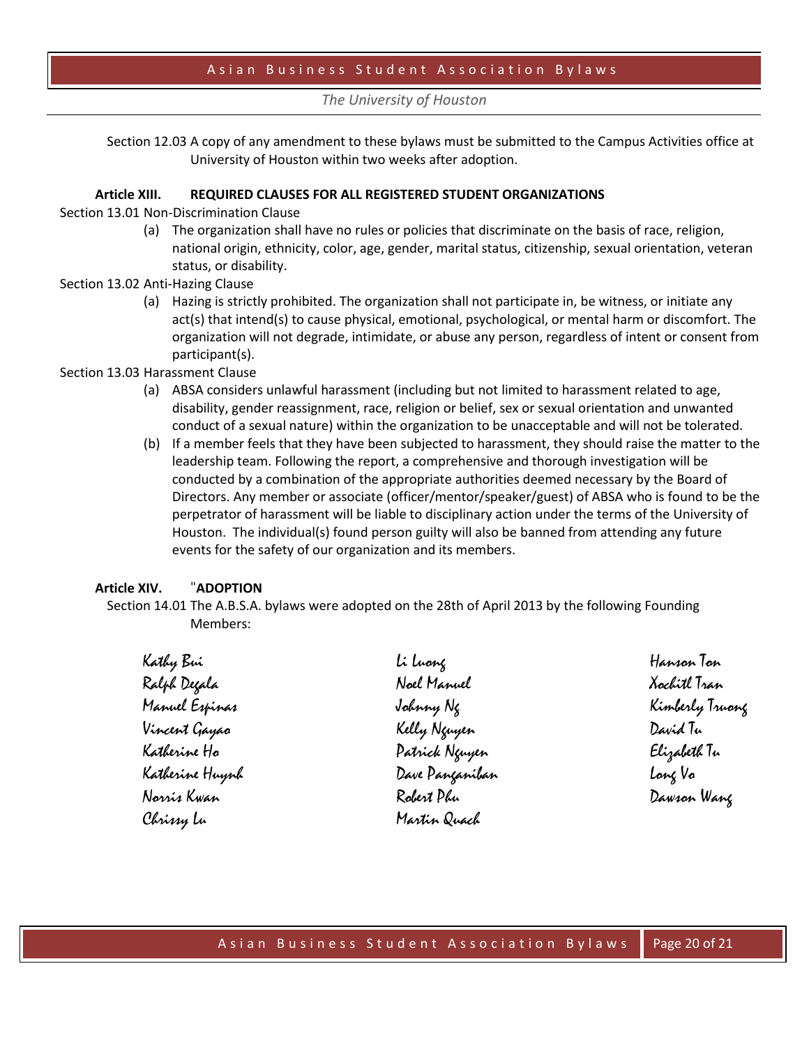Section 12.03 A copy of any amendment to these bylaws must be submitted to the Campus Activities office at University of Houston within two weeks after adoption.

### Article XIII. REQUIRED CLAUSES FOR ALL REGISTERED STUDENT ORGANIZATIONS

Section 13.01 Non-Discrimination Clause

(a) The organization shall have no rules or policies that discriminate on the basis of race, religion, national origin, ethnicity, color, age, gender, marital status, citizenship, sexual orientation, veteran status, or disability.

Section 13.02 Anti-Hazing Clause

(a) Hazing is strictly prohibited. The organization shall not participate in, be witness, or initiate any act(s) that intend(s) to cause physical, emotional, psychological, or mental harm or discomfort. The organization will not degrade, intimidate, or abuse any person, regardless of intent or consent from participant(s).

Section 13.03 Harassment Clause

(a) ABSA considers unlawful harassment (including but not limited to harassment related to age, disability, gender reassignment, race, religion or belief, sex or sexual orientation and unwanted conduct of a sexual nature) within the organization to be unacceptable and will not be tolerated.

(b) If a member feels that they have been subjected to harassment, they should raise the matter to the leadership team. Following the report, a comprehensive and thorough investigation will be conducted by a combination of the appropriate authorities deemed necessary by the Board of Directors. Any member or associate (officer/mentor/speaker/guest) of ABSA who is found to be the perpetrator of harassment will be liable to disciplinary action under the terms of the University of Houston. The individual(s) found person guilty will also be banned from attending any future events for the safety of our organization and its members.

### Article XIV. "ADOPTION

Section 14.01 The A.B.S.A. bylaws were adopted on the 28th of April 2013 by the following Founding Members:

Kathy Bui
Ralph Degala
Manuel Espinas
Vincent Gayao
Katherine Ho
Katherine Huynh
Norris Kwan
Chrissy Lu
Li Luong
Noel Manuel
Johnny Ng
Kelly Nguyen
Patrick Nguyen
Dave Panganiban
Robert Phu
Martin Quach
Hanson Ton
Xochitl Tran
Kimberly Truong
David Tu
Elizabeth Tu
Long Vo
Dawson Wang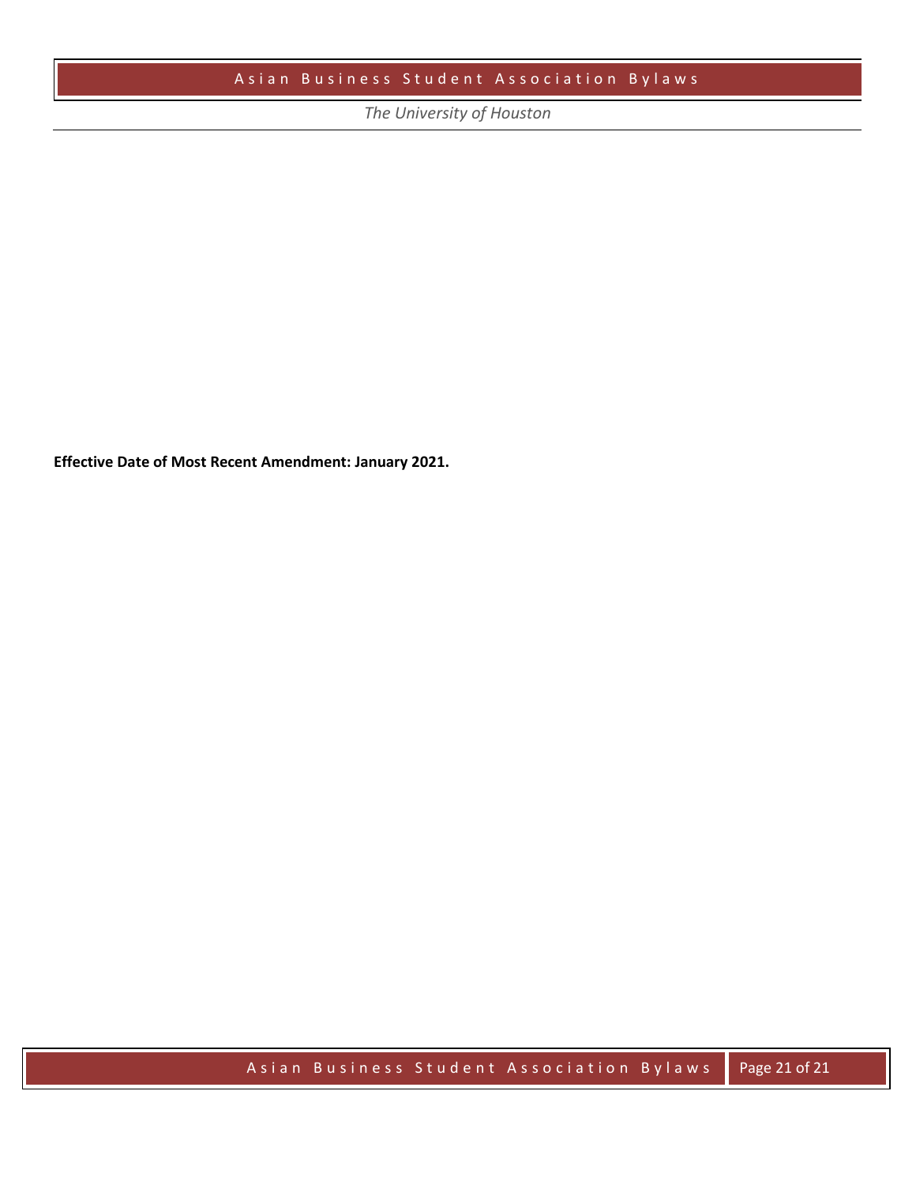**Effective Date of Most Recent Amendment: January 2021.**